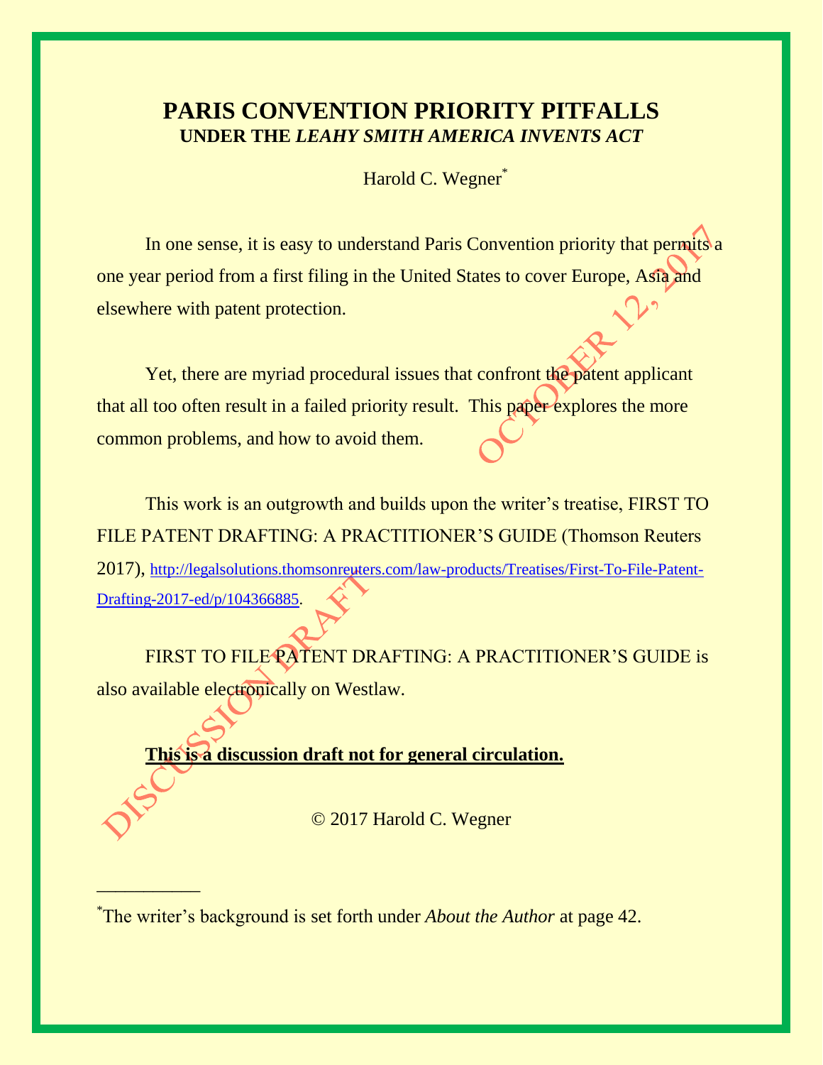# PARIS CONVENTION PRIORITY PITFALLS
## UNDER THE *LEAHY SMITH AMERICA INVENTS ACT*

Harold C. Wegner*

In one sense, it is easy to understand Paris Convention priority that permits a one year period from a first filing in the United States to cover Europe, Asia and elsewhere with patent protection.

Yet, there are myriad procedural issues that confront the patent applicant that all too often result in a failed priority result. This paper explores the more common problems, and how to avoid them.

This work is an outgrowth and builds upon the writer's treatise, FIRST TO FILE PATENT DRAFTING: A PRACTITIONER'S GUIDE (Thomson Reuters 2017), http://legalsolutions.thomsonreuters.com/law-products/Treatises/First-To-File-Patent-Drafting-2017-ed/p/104366885.

FIRST TO FILE PATENT DRAFTING: A PRACTITIONER'S GUIDE is also available electronically on Westlaw.

**<u>This is a discussion draft not for general circulation.</u>**

© 2017 Harold C. Wegner

DISCUSSION DRAFT OCTOBER 12, 2017

---

*The writer's background is set forth under *About the Author* at page 42.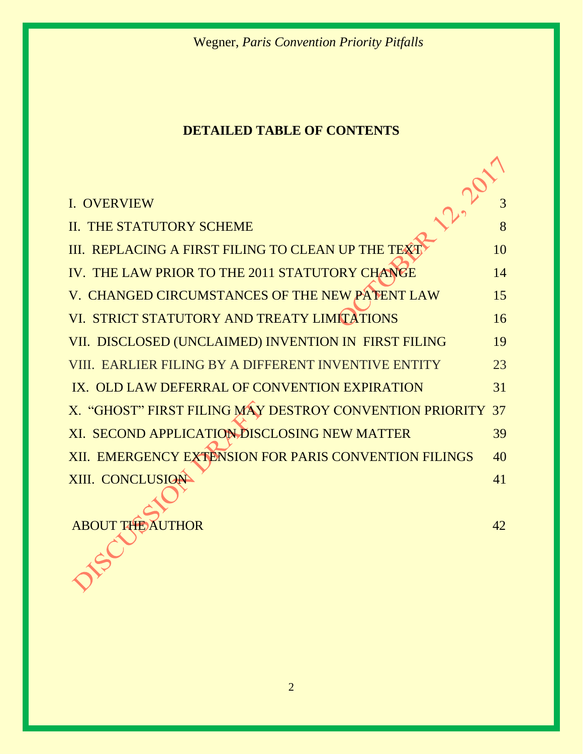**DETAILED TABLE OF CONTENTS**

| | |
|---|---|
| I. OVERVIEW | 3 |
| II. THE STATUTORY SCHEME | 8 |
| III. REPLACING A FIRST FILING TO CLEAN UP THE TEXT | 10 |
| IV. THE LAW PRIOR TO THE 2011 STATUTORY CHANGE | 14 |
| V. CHANGED CIRCUMSTANCES OF THE NEW PATENT LAW | 15 |
| VI. STRICT STATUTORY AND TREATY LIMITATIONS | 16 |
| VII. DISCLOSED (UNCLAIMED) INVENTION IN FIRST FILING | 19 |
| VIII. EARLIER FILING BY A DIFFERENT INVENTIVE ENTITY | 23 |
| IX. OLD LAW DEFERRAL OF CONVENTION EXPIRATION | 31 |
| X. "GHOST" FIRST FILING MAY DESTROY CONVENTION PRIORITY | 37 |
| XI. SECOND APPLICATION DISCLOSING NEW MATTER | 39 |
| XII. EMERGENCY EXTENSION FOR PARIS CONVENTION FILINGS | 40 |
| XIII. CONCLUSION | 41 |
| ABOUT THE AUTHOR | 42 |

DISCUSSION DRAFT OCTOBER 12, 2017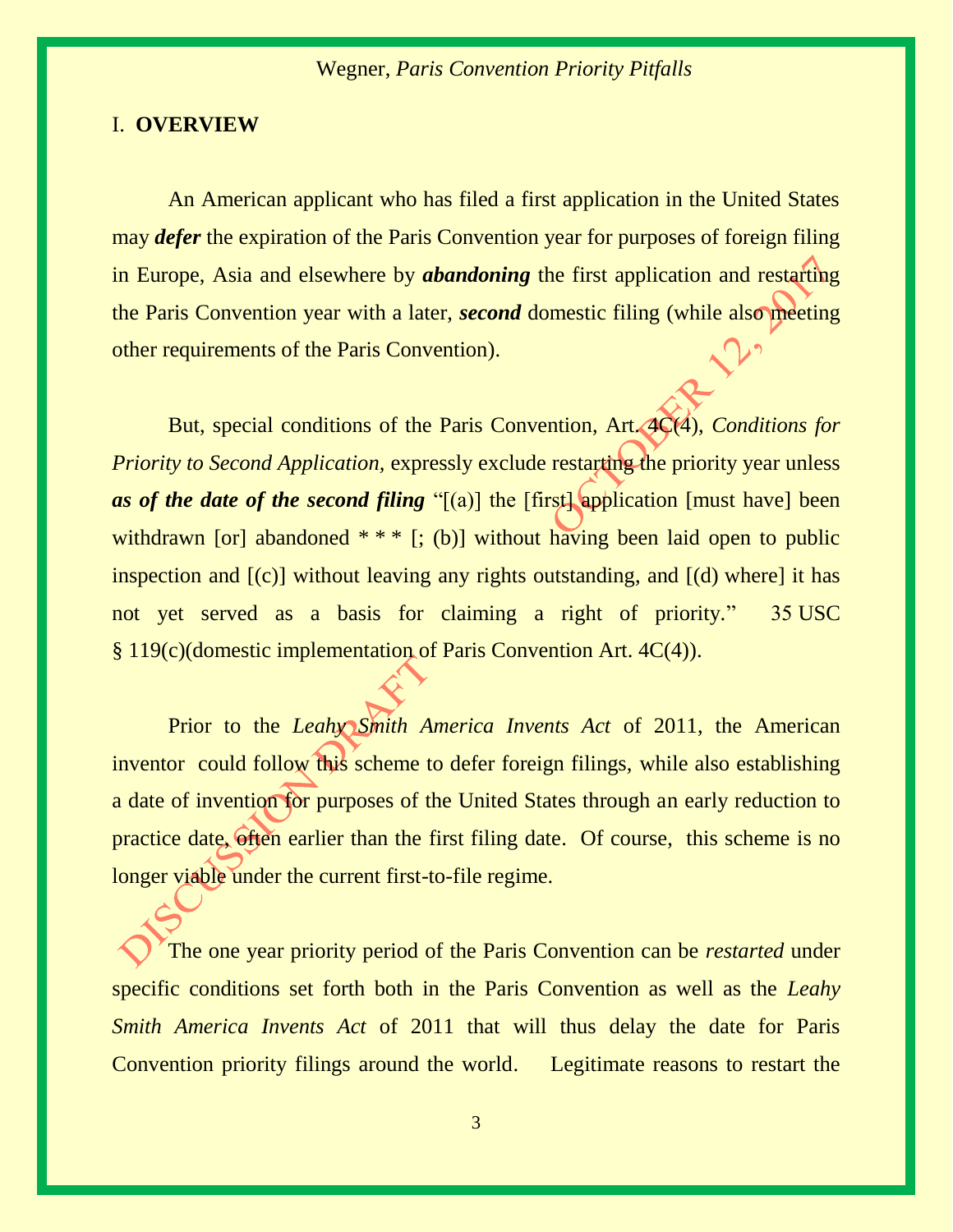# I. **OVERVIEW**

An American applicant who has filed a first application in the United States may ***defer*** the expiration of the Paris Convention year for purposes of foreign filing in Europe, Asia and elsewhere by ***abandoning*** the first application and restarting the Paris Convention year with a later, ***second*** domestic filing (while also meeting other requirements of the Paris Convention).

But, special conditions of the Paris Convention, Art. 4C(4), *Conditions for Priority to Second Application*, expressly exclude restarting the priority year unless ***as of the date of the second filing*** "[(a)] the [first] application [must have] been withdrawn [or] abandoned * * * [; (b)] without having been laid open to public inspection and [(c)] without leaving any rights outstanding, and [(d) where] it has not yet served as a basis for claiming a right of priority." 35 USC § 119(c)(domestic implementation of Paris Convention Art. 4C(4)).

Prior to the *Leahy Smith America Invents Act* of 2011, the American inventor could follow this scheme to defer foreign filings, while also establishing a date of invention for purposes of the United States through an early reduction to practice date, often earlier than the first filing date. Of course, this scheme is no longer viable under the current first-to-file regime.

The one year priority period of the Paris Convention can be *restarted* under specific conditions set forth both in the Paris Convention as well as the *Leahy Smith America Invents Act* of 2011 that will thus delay the date for Paris Convention priority filings around the world. Legitimate reasons to restart the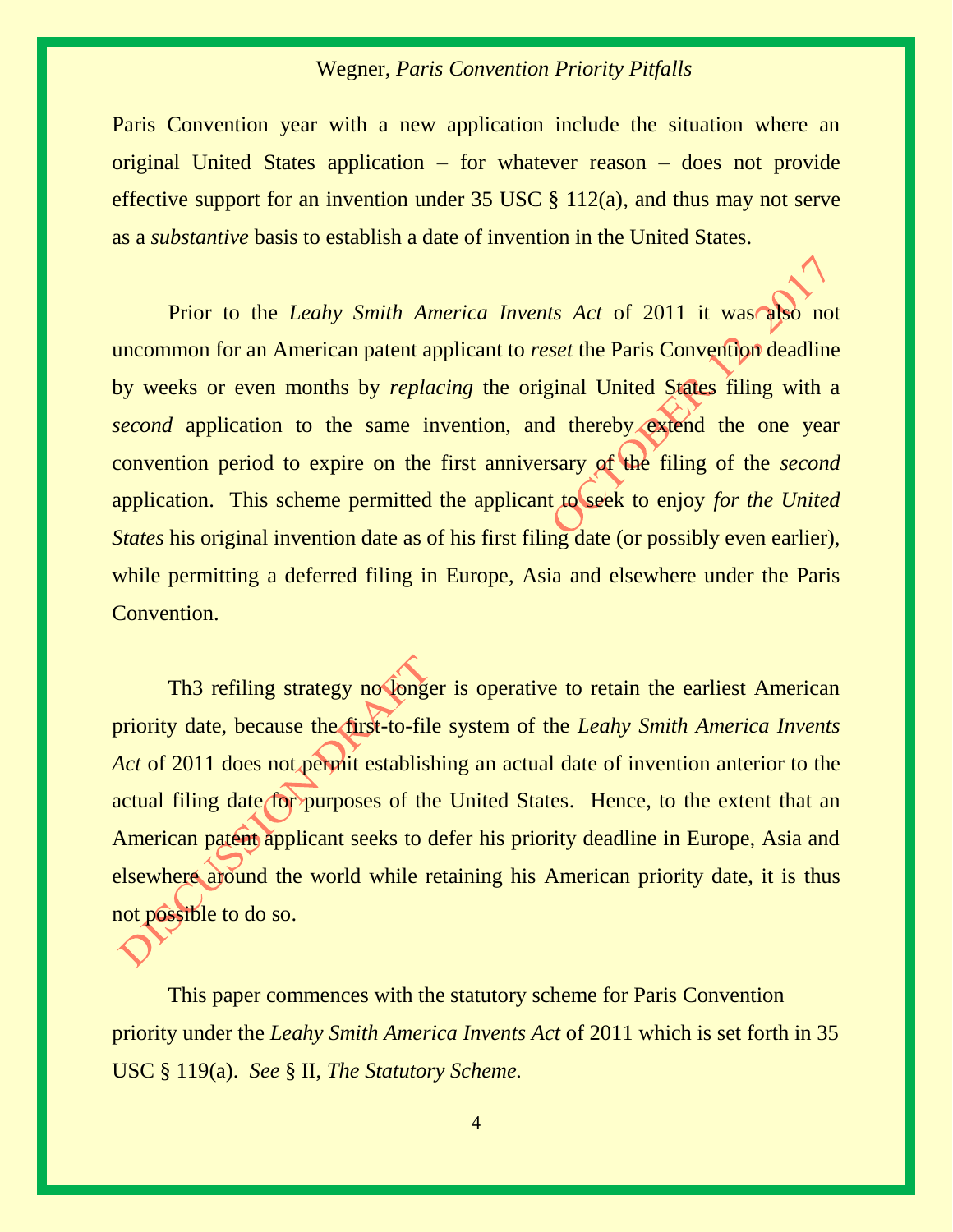Paris Convention year with a new application include the situation where an original United States application – for whatever reason – does not provide effective support for an invention under 35 USC § 112(a), and thus may not serve as a *substantive* basis to establish a date of invention in the United States.

Prior to the *Leahy Smith America Invents Act* of 2011 it was also not uncommon for an American patent applicant to *reset* the Paris Convention deadline by weeks or even months by *replacing* the original United States filing with a *second* application to the same invention, and thereby extend the one year convention period to expire on the first anniversary of the filing of the *second* application. This scheme permitted the applicant to seek to enjoy *for the United States* his original invention date as of his first filing date (or possibly even earlier), while permitting a deferred filing in Europe, Asia and elsewhere under the Paris Convention.

Th3 refiling strategy no longer is operative to retain the earliest American priority date, because the first-to-file system of the *Leahy Smith America Invents Act* of 2011 does not permit establishing an actual date of invention anterior to the actual filing date for purposes of the United States. Hence, to the extent that an American patent applicant seeks to defer his priority deadline in Europe, Asia and elsewhere around the world while retaining his American priority date, it is thus not possible to do so.

This paper commences with the statutory scheme for Paris Convention priority under the *Leahy Smith America Invents Act* of 2011 which is set forth in 35 USC § 119(a). *See* § II, *The Statutory Scheme.*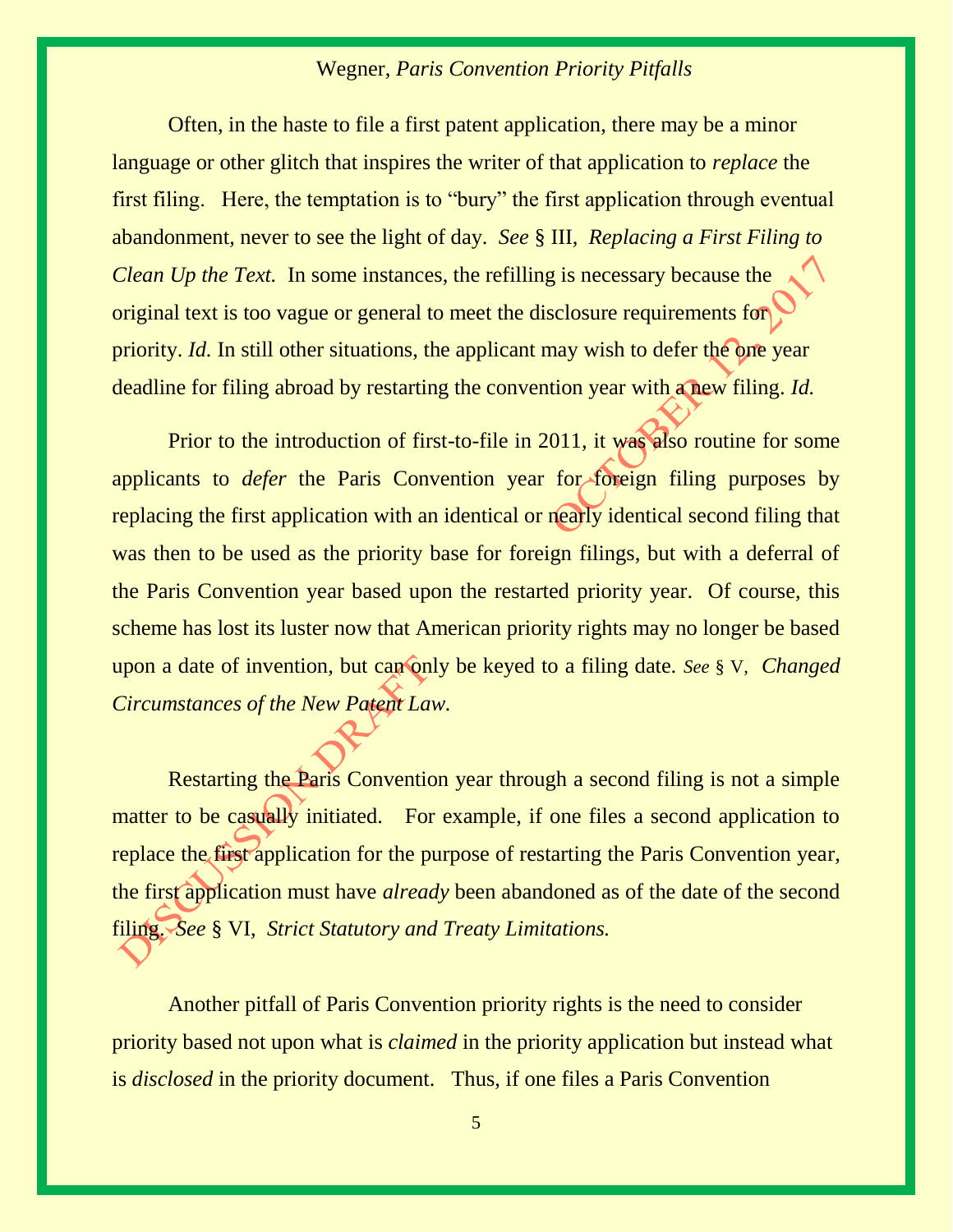Often, in the haste to file a first patent application, there may be a minor language or other glitch that inspires the writer of that application to *replace* the first filing. Here, the temptation is to "bury" the first application through eventual abandonment, never to see the light of day. *See* § III, *Replacing a First Filing to Clean Up the Text.* In some instances, the refilling is necessary because the original text is too vague or general to meet the disclosure requirements for priority. *Id.* In still other situations, the applicant may wish to defer the one year deadline for filing abroad by restarting the convention year with a new filing. *Id.*

Prior to the introduction of first-to-file in 2011, it was also routine for some applicants to *defer* the Paris Convention year for foreign filing purposes by replacing the first application with an identical or nearly identical second filing that was then to be used as the priority base for foreign filings, but with a deferral of the Paris Convention year based upon the restarted priority year. Of course, this scheme has lost its luster now that American priority rights may no longer be based upon a date of invention, but can only be keyed to a filing date. *See* § V, *Changed Circumstances of the New Patent Law.*

Restarting the Paris Convention year through a second filing is not a simple matter to be casually initiated. For example, if one files a second application to replace the first application for the purpose of restarting the Paris Convention year, the first application must have *already* been abandoned as of the date of the second filing. *See* § VI, *Strict Statutory and Treaty Limitations.*

Another pitfall of Paris Convention priority rights is the need to consider priority based not upon what is *claimed* in the priority application but instead what is *disclosed* in the priority document. Thus, if one files a Paris Convention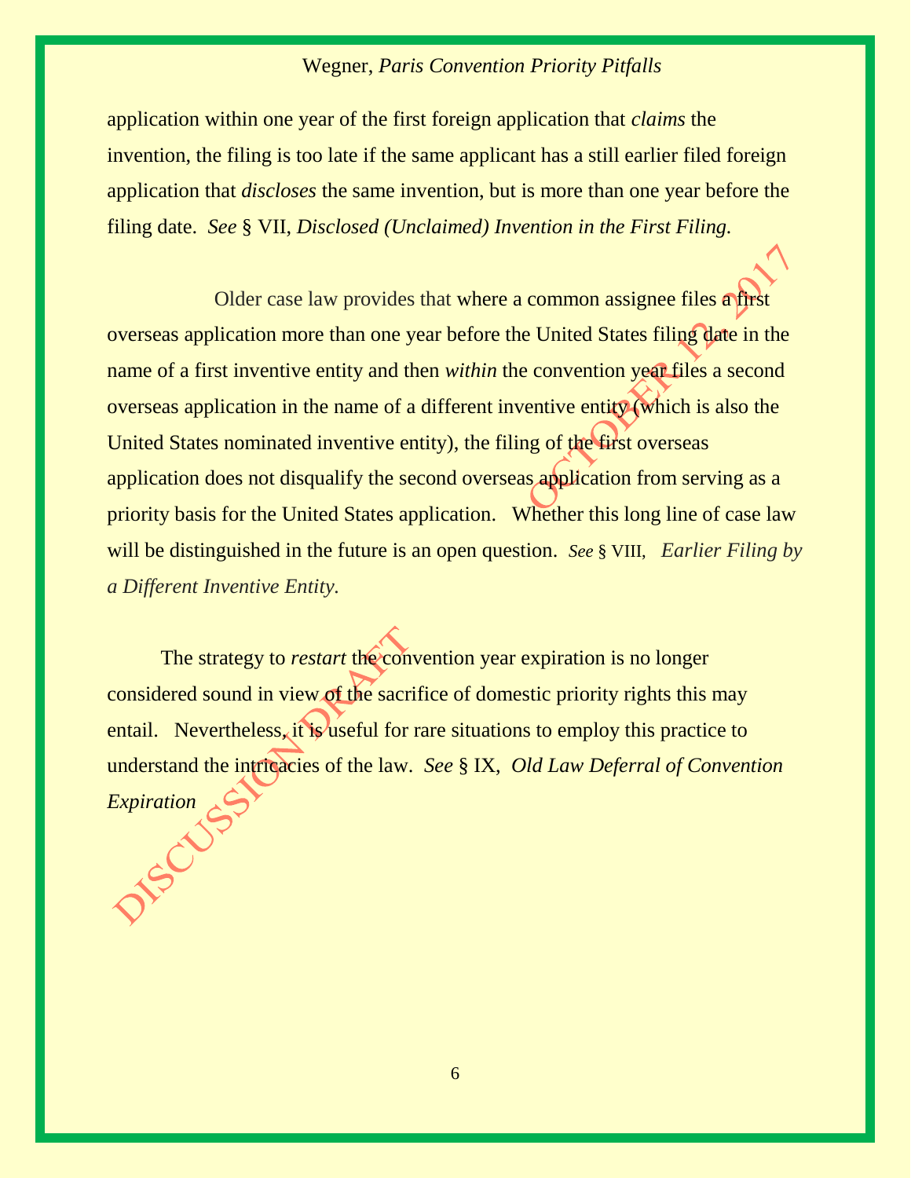application within one year of the first foreign application that *claims* the invention, the filing is too late if the same applicant has a still earlier filed foreign application that *discloses* the same invention, but is more than one year before the filing date. *See* § VII, *Disclosed (Unclaimed) Invention in the First Filing.*

Older case law provides that where a common assignee files a first overseas application more than one year before the United States filing date in the name of a first inventive entity and then *within* the convention year files a second overseas application in the name of a different inventive entity (which is also the United States nominated inventive entity), the filing of the first overseas application does not disqualify the second overseas application from serving as a priority basis for the United States application. Whether this long line of case law will be distinguished in the future is an open question. *See* § VIII, *Earlier Filing by a Different Inventive Entity.*

The strategy to *restart* the convention year expiration is no longer considered sound in view of the sacrifice of domestic priority rights this may entail. Nevertheless, it is useful for rare situations to employ this practice to understand the intricacies of the law. *See* § IX, *Old Law Deferral of Convention Expiration*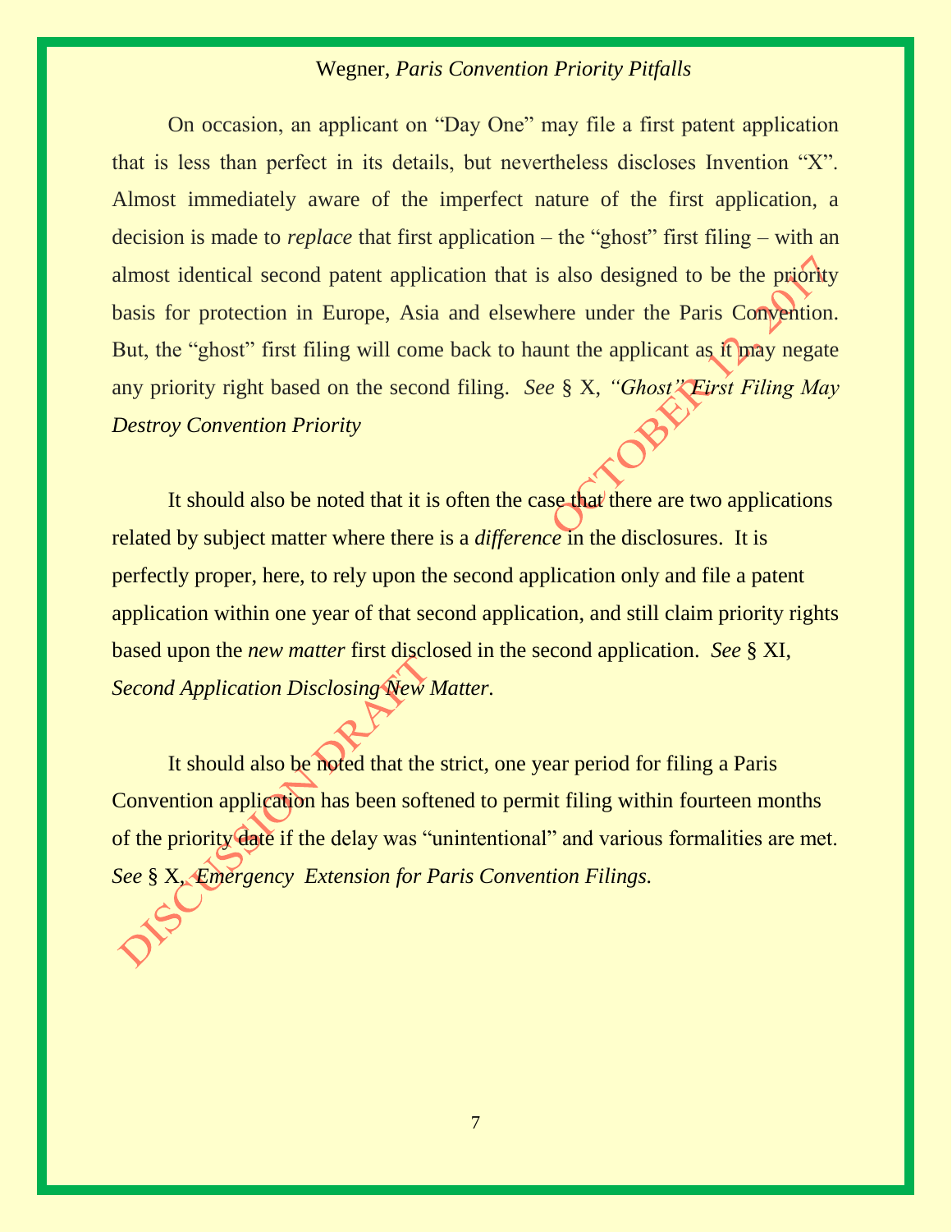On occasion, an applicant on "Day One" may file a first patent application that is less than perfect in its details, but nevertheless discloses Invention "X". Almost immediately aware of the imperfect nature of the first application, a decision is made to *replace* that first application – the "ghost" first filing – with an almost identical second patent application that is also designed to be the priority basis for protection in Europe, Asia and elsewhere under the Paris Convention. But, the "ghost" first filing will come back to haunt the applicant as it may negate any priority right based on the second filing. *See* § X, *"Ghost" First Filing May Destroy Convention Priority*

It should also be noted that it is often the case that there are two applications related by subject matter where there is a *difference* in the disclosures. It is perfectly proper, here, to rely upon the second application only and file a patent application within one year of that second application, and still claim priority rights based upon the *new matter* first disclosed in the second application. *See* § XI, *Second Application Disclosing New Matter.*

It should also be noted that the strict, one year period for filing a Paris Convention application has been softened to permit filing within fourteen months of the priority date if the delay was "unintentional" and various formalities are met. *See* § X, *Emergency Extension for Paris Convention Filings.*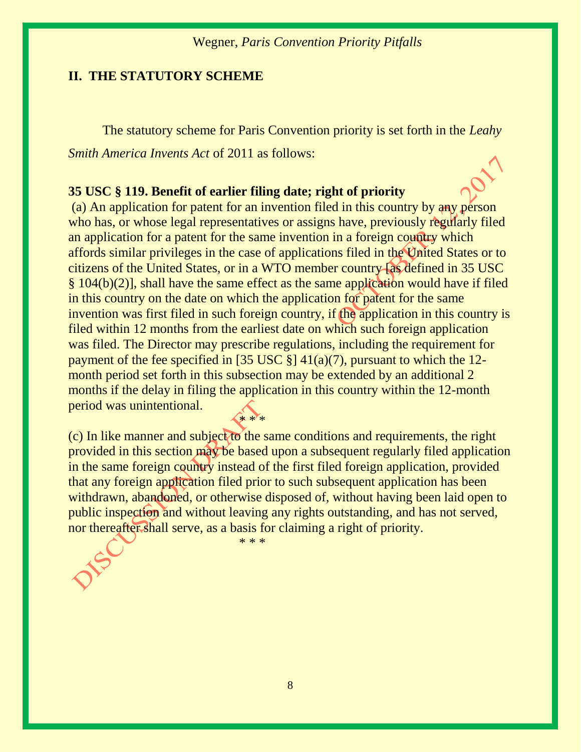## II. THE STATUTORY SCHEME

The statutory scheme for Paris Convention priority is set forth in the *Leahy Smith America Invents Act* of 2011 as follows:

**35 USC § 119. Benefit of earlier filing date; right of priority**

(a) An application for patent for an invention filed in this country by any person who has, or whose legal representatives or assigns have, previously regularly filed an application for a patent for the same invention in a foreign country which affords similar privileges in the case of applications filed in the United States or to citizens of the United States, or in a WTO member country [as defined in 35 USC § 104(b)(2)], shall have the same effect as the same application would have if filed in this country on the date on which the application for patent for the same invention was first filed in such foreign country, if the application in this country is filed within 12 months from the earliest date on which such foreign application was filed. The Director may prescribe regulations, including the requirement for payment of the fee specified in [35 USC §] 41(a)(7), pursuant to which the 12-month period set forth in this subsection may be extended by an additional 2 months if the delay in filing the application in this country within the 12-month period was unintentional.

\* \* \*

(c) In like manner and subject to the same conditions and requirements, the right provided in this section may be based upon a subsequent regularly filed application in the same foreign country instead of the first filed foreign application, provided that any foreign application filed prior to such subsequent application has been withdrawn, abandoned, or otherwise disposed of, without having been laid open to public inspection and without leaving any rights outstanding, and has not served, nor thereafter shall serve, as a basis for claiming a right of priority.

\* \* \*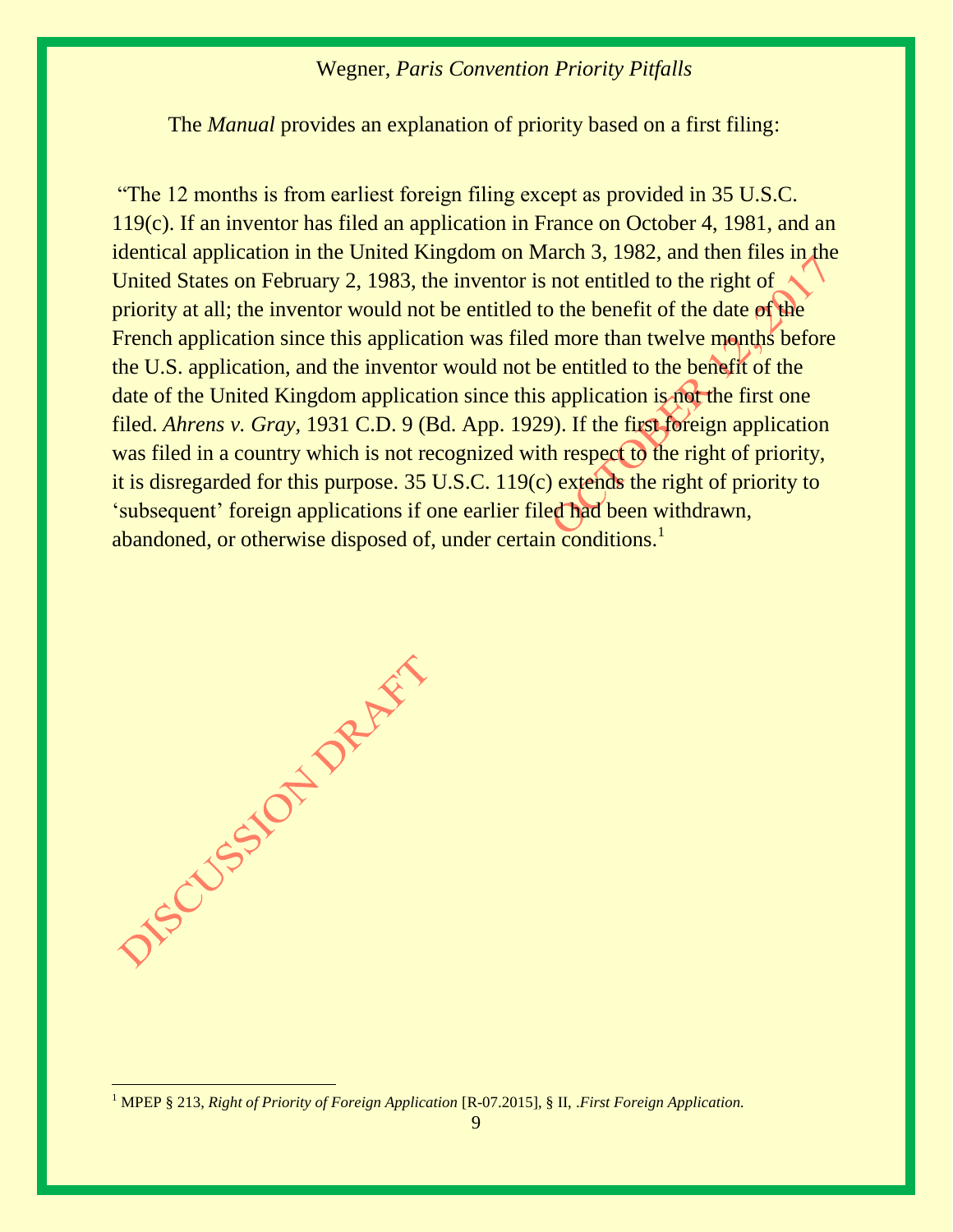The *Manual* provides an explanation of priority based on a first filing:

"The 12 months is from earliest foreign filing except as provided in 35 U.S.C. 119(c). If an inventor has filed an application in France on October 4, 1981, and an identical application in the United Kingdom on March 3, 1982, and then files in the United States on February 2, 1983, the inventor is not entitled to the right of priority at all; the inventor would not be entitled to the benefit of the date of the French application since this application was filed more than twelve months before the U.S. application, and the inventor would not be entitled to the benefit of the date of the United Kingdom application since this application is not the first one filed. *Ahrens v. Gray,* 1931 C.D. 9 (Bd. App. 1929). If the first foreign application was filed in a country which is not recognized with respect to the right of priority, it is disregarded for this purpose. 35 U.S.C. 119(c) extends the right of priority to 'subsequent' foreign applications if one earlier filed had been withdrawn, abandoned, or otherwise disposed of, under certain conditions.[1]

---

[1] MPEP § 213, *Right of Priority of Foreign Application* [R-07.2015], § II, .*First Foreign Application.*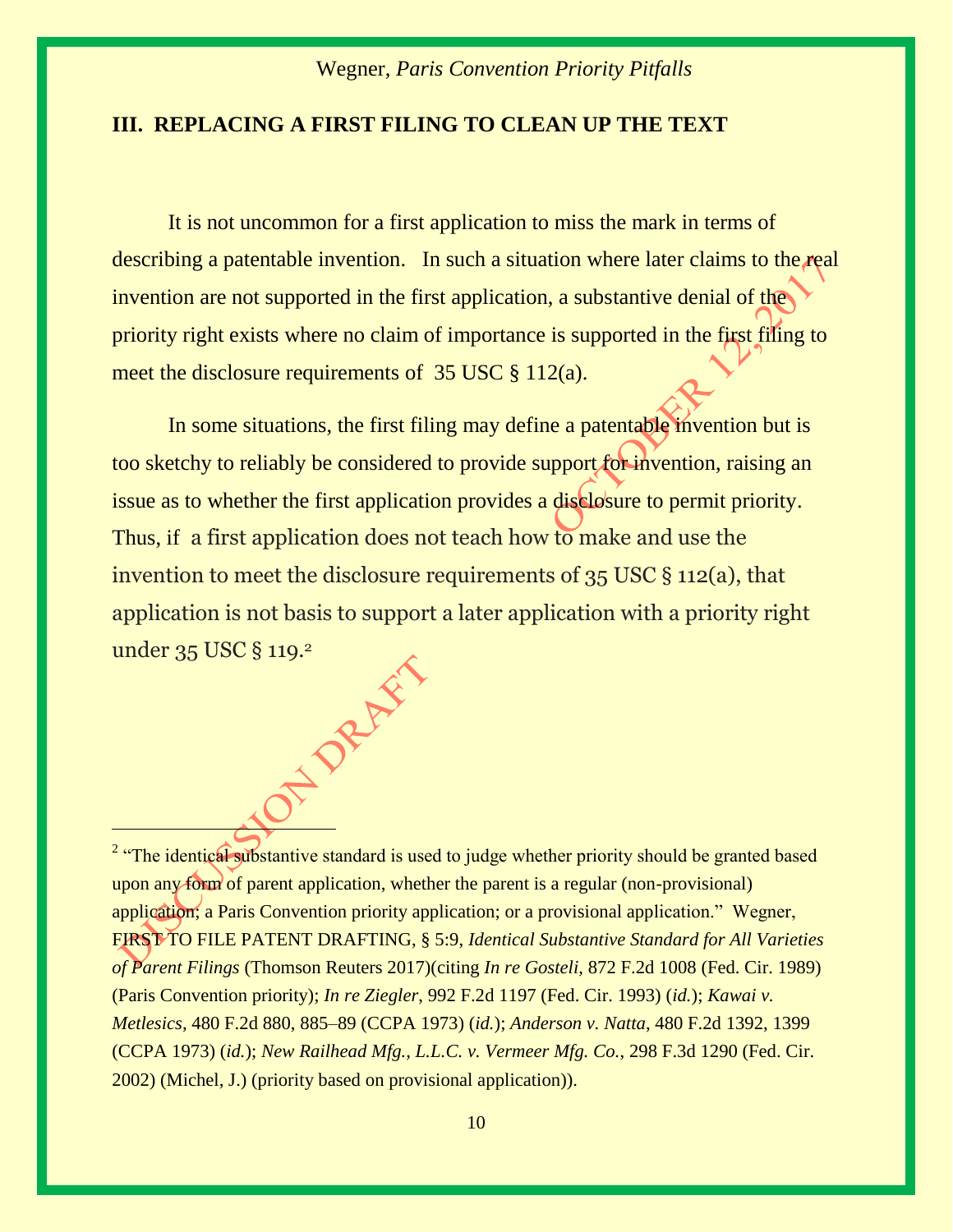## III. REPLACING A FIRST FILING TO CLEAN UP THE TEXT

It is not uncommon for a first application to miss the mark in terms of describing a patentable invention. In such a situation where later claims to the real invention are not supported in the first application, a substantive denial of the priority right exists where no claim of importance is supported in the first filing to meet the disclosure requirements of 35 USC § 112(a).

In some situations, the first filing may define a patentable invention but is too sketchy to reliably be considered to provide support for invention, raising an issue as to whether the first application provides a disclosure to permit priority. Thus, if a first application does not teach how to make and use the invention to meet the disclosure requirements of 35 USC § 112(a), that application is not basis to support a later application with a priority right under 35 USC § 119.[2]

---

[2] "The identical substantive standard is used to judge whether priority should be granted based upon any form of parent application, whether the parent is a regular (non-provisional) application; a Paris Convention priority application; or a provisional application." Wegner, FIRST TO FILE PATENT DRAFTING, § 5:9, *Identical Substantive Standard for All Varieties of Parent Filings* (Thomson Reuters 2017)(citing *In re Gosteli*, 872 F.2d 1008 (Fed. Cir. 1989) (Paris Convention priority); *In re Ziegler*, 992 F.2d 1197 (Fed. Cir. 1993) (*id.*); *Kawai v. Metlesics*, 480 F.2d 880, 885–89 (CCPA 1973) (*id.*); *Anderson v. Natta*, 480 F.2d 1392, 1399 (CCPA 1973) (*id.*); *New Railhead Mfg., L.L.C. v. Vermeer Mfg. Co.*, 298 F.3d 1290 (Fed. Cir. 2002) (Michel, J.) (priority based on provisional application)).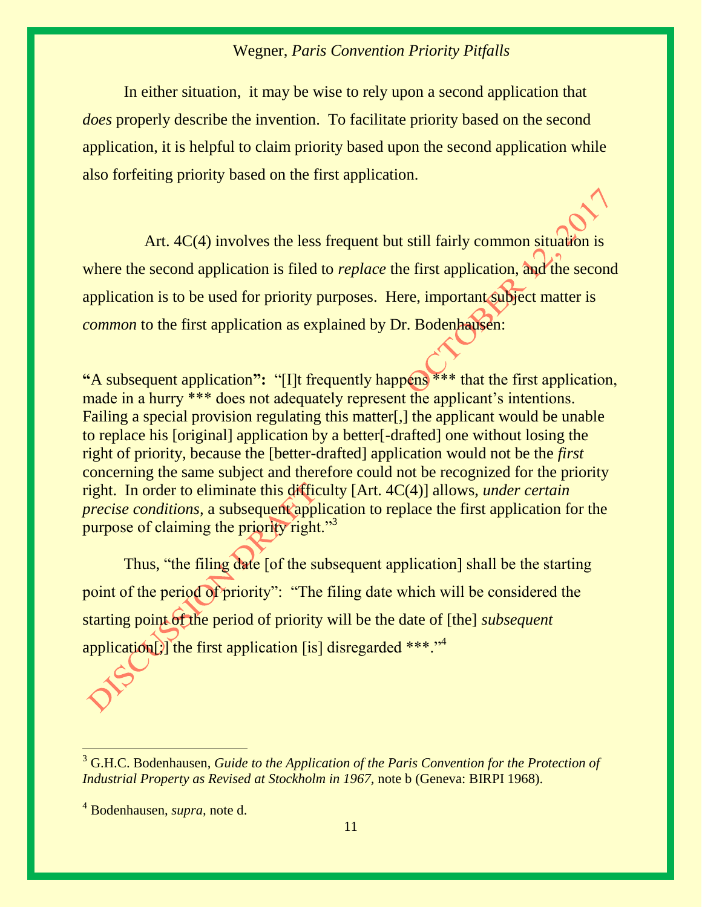In either situation, it may be wise to rely upon a second application that *does* properly describe the invention. To facilitate priority based on the second application, it is helpful to claim priority based upon the second application while also forfeiting priority based on the first application.

Art. 4C(4) involves the less frequent but still fairly common situation is where the second application is filed to *replace* the first application, and the second application is to be used for priority purposes. Here, important subject matter is *common* to the first application as explained by Dr. Bodenhausen:

**"A subsequent application":** "[I]t frequently happens *** that the first application, made in a hurry *** does not adequately represent the applicant's intentions. Failing a special provision regulating this matter[,] the applicant would be unable to replace his [original] application by a better[-drafted] one without losing the right of priority, because the [better-drafted] application would not be the *first* concerning the same subject and therefore could not be recognized for the priority right. In order to eliminate this difficulty [Art. 4C(4)] allows, *under certain precise conditions*, a subsequent application to replace the first application for the purpose of claiming the priority right."[3]

Thus, "the filing date [of the subsequent application] shall be the starting point of the period of priority": "The filing date which will be considered the starting point of the period of priority will be the date of [the] *subsequent* application[;] the first application [is] disregarded ***."[4]

---

[3] G.H.C. Bodenhausen, *Guide to the Application of the Paris Convention for the Protection of Industrial Property as Revised at Stockholm in 1967*, note b (Geneva: BIRPI 1968).

[4] Bodenhausen, *supra*, note d.

DISCUSSION DRAFT OCTOBER 12, 2017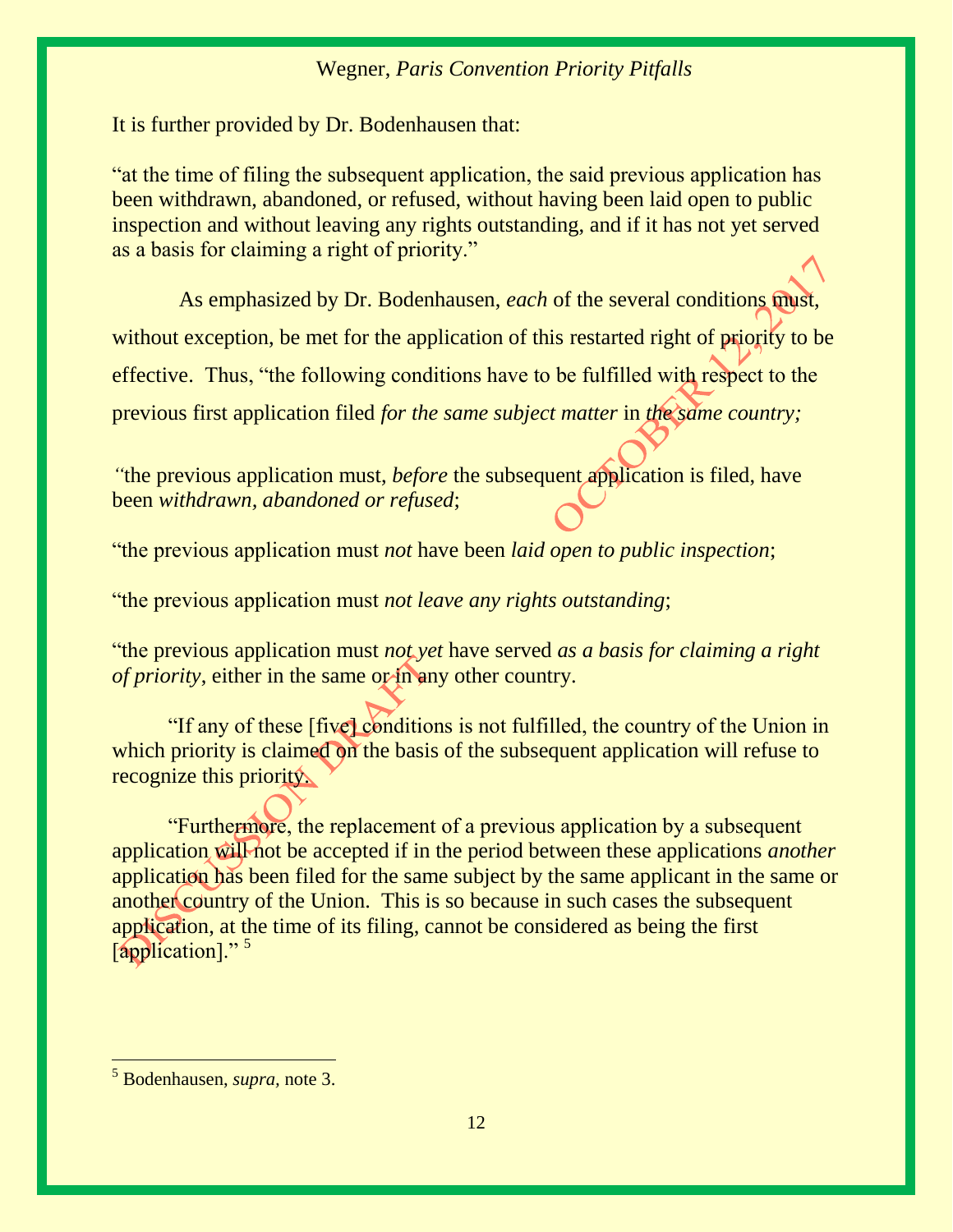It is further provided by Dr. Bodenhausen that:

"at the time of filing the subsequent application, the said previous application has been withdrawn, abandoned, or refused, without having been laid open to public inspection and without leaving any rights outstanding, and if it has not yet served as a basis for claiming a right of priority."

As emphasized by Dr. Bodenhausen, *each* of the several conditions must, without exception, be met for the application of this restarted right of priority to be effective. Thus, "the following conditions have to be fulfilled with respect to the previous first application filed *for the same subject matter* in *the same country;*

"the previous application must, *before* the subsequent application is filed, have been *withdrawn, abandoned or refused*;

"the previous application must *not* have been *laid open to public inspection*;

"the previous application must *not leave any rights outstanding*;

"the previous application must *not yet* have served *as a basis for claiming a right of priority,* either in the same or in any other country.

"If any of these [five] conditions is not fulfilled, the country of the Union in which priority is claimed on the basis of the subsequent application will refuse to recognize this priority.

"Furthermore, the replacement of a previous application by a subsequent application will not be accepted if in the period between these applications *another* application has been filed for the same subject by the same applicant in the same or another country of the Union. This is so because in such cases the subsequent application, at the time of its filing, cannot be considered as being the first [application]." [5]

---

[5] Bodenhausen, *supra,* note 3.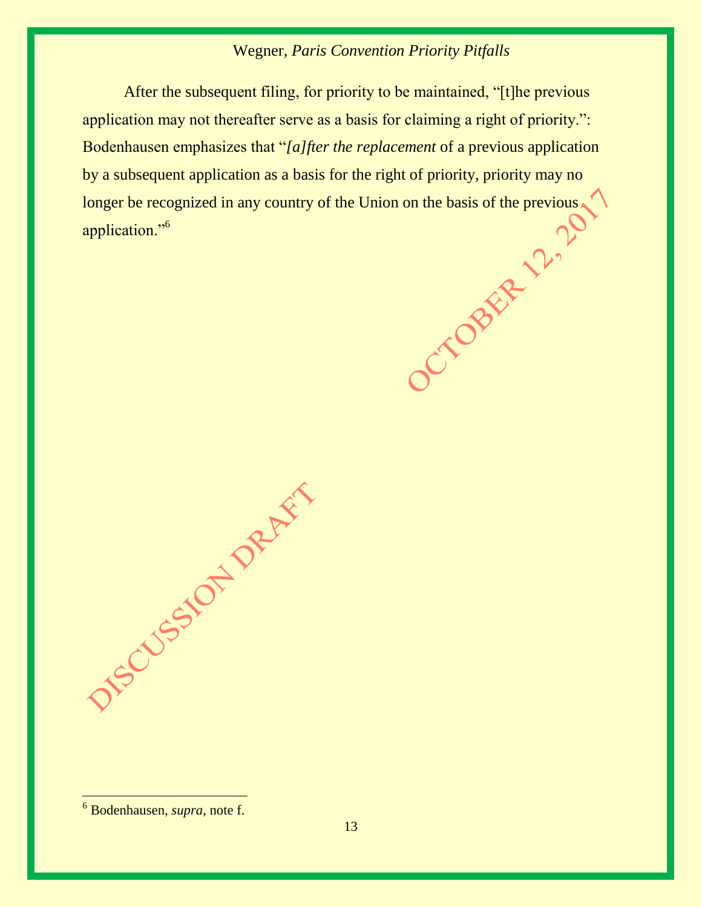After the subsequent filing, for priority to be maintained, "[t]he previous application may not thereafter serve as a basis for claiming a right of priority.": Bodenhausen emphasizes that "*[a]fter the replacement* of a previous application by a subsequent application as a basis for the right of priority, priority may no longer be recognized in any country of the Union on the basis of the previous application."[6]

---

[6] Bodenhausen, *supra*, note f.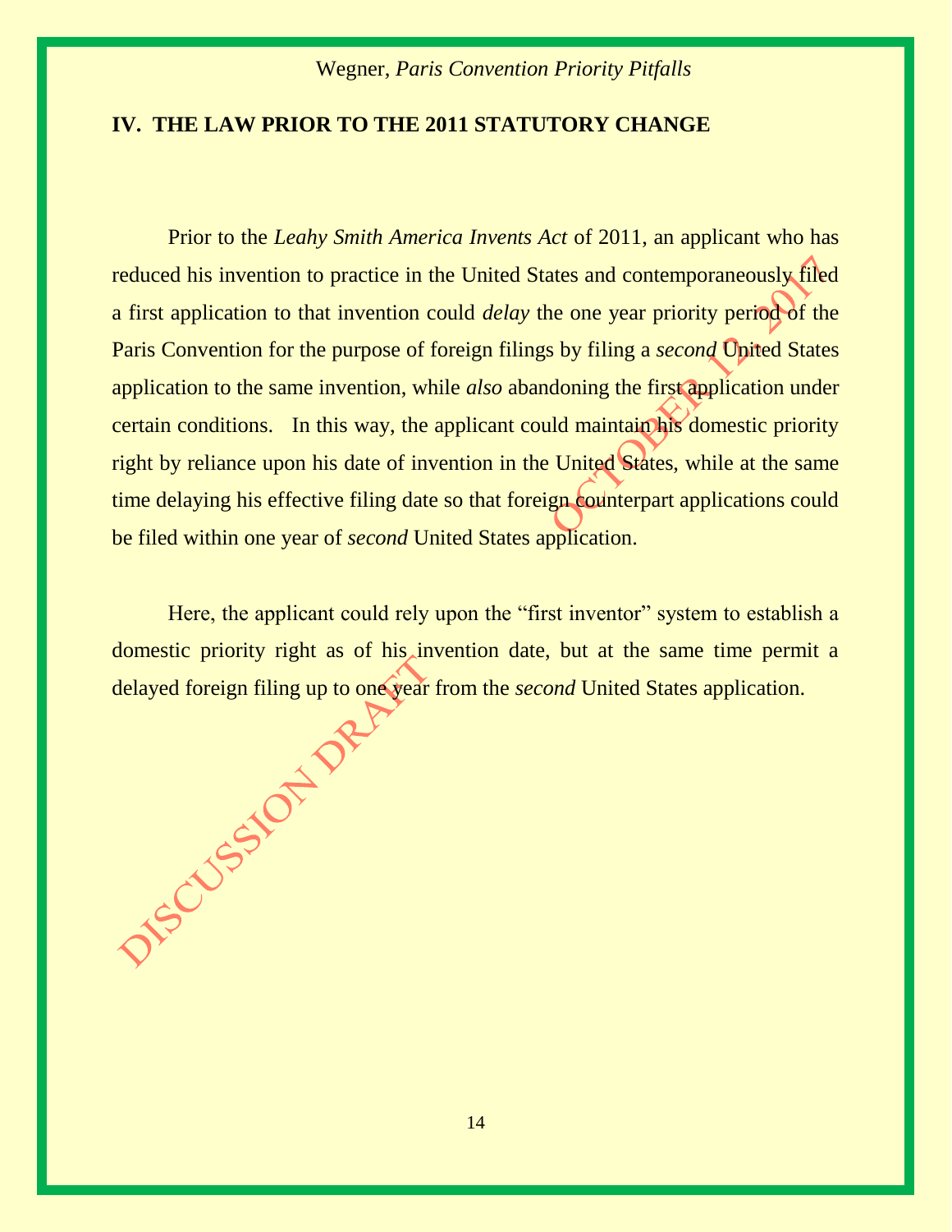## IV. THE LAW PRIOR TO THE 2011 STATUTORY CHANGE

Prior to the *Leahy Smith America Invents Act* of 2011, an applicant who has reduced his invention to practice in the United States and contemporaneously filed a first application to that invention could *delay* the one year priority period of the Paris Convention for the purpose of foreign filings by filing a *second* United States application to the same invention, while *also* abandoning the first application under certain conditions. In this way, the applicant could maintain his domestic priority right by reliance upon his date of invention in the United States, while at the same time delaying his effective filing date so that foreign counterpart applications could be filed within one year of *second* United States application.

Here, the applicant could rely upon the "first inventor" system to establish a domestic priority right as of his invention date, but at the same time permit a delayed foreign filing up to one year from the *second* United States application.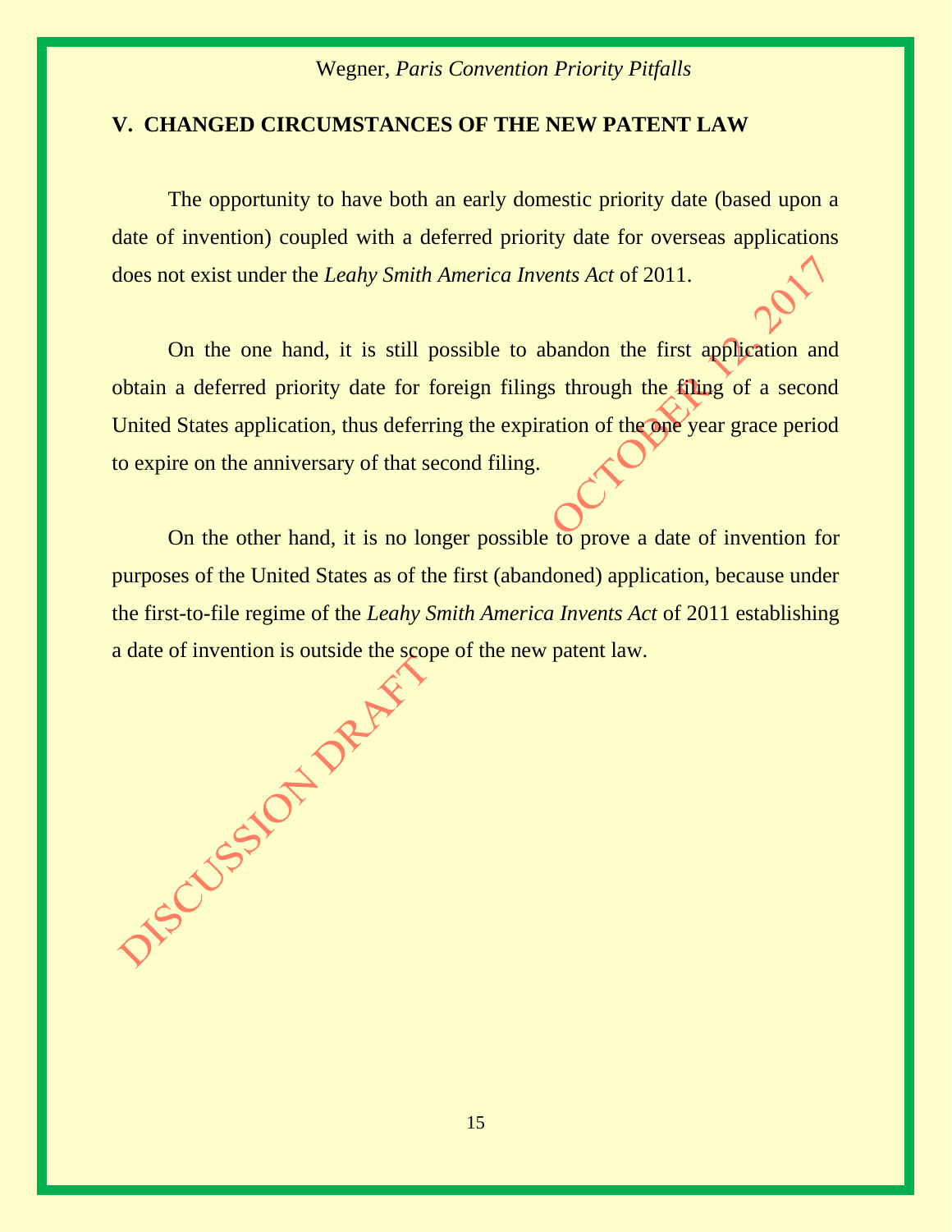## V. CHANGED CIRCUMSTANCES OF THE NEW PATENT LAW

The opportunity to have both an early domestic priority date (based upon a date of invention) coupled with a deferred priority date for overseas applications does not exist under the *Leahy Smith America Invents Act* of 2011.

On the one hand, it is still possible to abandon the first application and obtain a deferred priority date for foreign filings through the filing of a second United States application, thus deferring the expiration of the one year grace period to expire on the anniversary of that second filing.

On the other hand, it is no longer possible to prove a date of invention for purposes of the United States as of the first (abandoned) application, because under the first-to-file regime of the *Leahy Smith America Invents Act* of 2011 establishing a date of invention is outside the scope of the new patent law.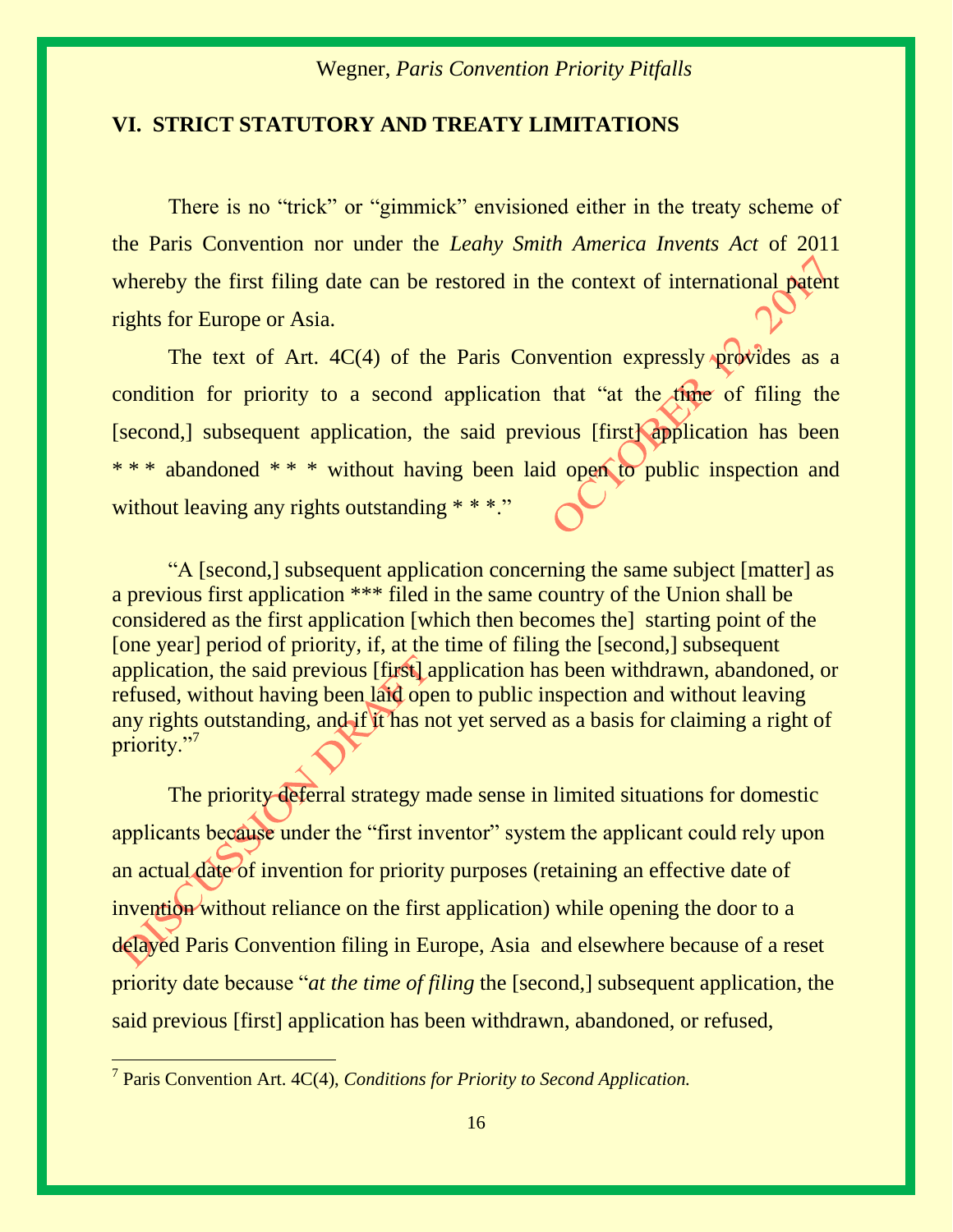## VI. STRICT STATUTORY AND TREATY LIMITATIONS

There is no "trick" or "gimmick" envisioned either in the treaty scheme of the Paris Convention nor under the *Leahy Smith America Invents Act* of 2011 whereby the first filing date can be restored in the context of international patent rights for Europe or Asia.

The text of Art. 4C(4) of the Paris Convention expressly provides as a condition for priority to a second application that "at the time of filing the [second,] subsequent application, the said previous [first] application has been * * * abandoned * * * without having been laid open to public inspection and without leaving any rights outstanding * * *."

> "A [second,] subsequent application concerning the same subject [matter] as a previous first application *** filed in the same country of the Union shall be considered as the first application [which then becomes the] starting point of the [one year] period of priority, if, at the time of filing the [second,] subsequent application, the said previous [first] application has been withdrawn, abandoned, or refused, without having been laid open to public inspection and without leaving any rights outstanding, and if it has not yet served as a basis for claiming a right of priority."[7]

The priority deferral strategy made sense in limited situations for domestic applicants because under the "first inventor" system the applicant could rely upon an actual date of invention for priority purposes (retaining an effective date of invention without reliance on the first application) while opening the door to a delayed Paris Convention filing in Europe, Asia and elsewhere because of a reset priority date because "*at the time of filing* the [second,] subsequent application, the said previous [first] application has been withdrawn, abandoned, or refused,

---

[7] Paris Convention Art. 4C(4), *Conditions for Priority to Second Application.*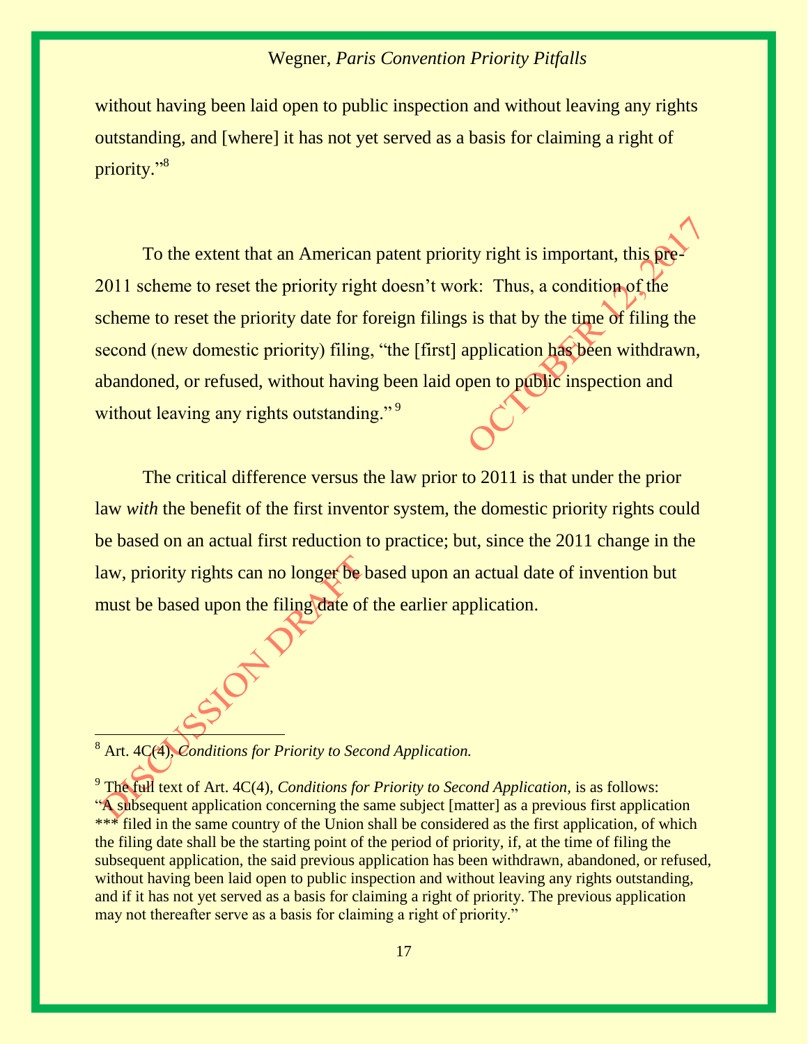without having been laid open to public inspection and without leaving any rights outstanding, and [where] it has not yet served as a basis for claiming a right of priority."[8]

To the extent that an American patent priority right is important, this pre-2011 scheme to reset the priority right doesn't work: Thus, a condition of the scheme to reset the priority date for foreign filings is that by the time of filing the second (new domestic priority) filing, "the [first] application has been withdrawn, abandoned, or refused, without having been laid open to public inspection and without leaving any rights outstanding."[9]

The critical difference versus the law prior to 2011 is that under the prior law *with* the benefit of the first inventor system, the domestic priority rights could be based on an actual first reduction to practice; but, since the 2011 change in the law, priority rights can no longer be based upon an actual date of invention but must be based upon the filing date of the earlier application.

---

[8] Art. 4C(4), *Conditions for Priority to Second Application.*

[9] The full text of Art. 4C(4), *Conditions for Priority to Second Application,* is as follows: "A subsequent application concerning the same subject [matter] as a previous first application *** filed in the same country of the Union shall be considered as the first application, of which the filing date shall be the starting point of the period of priority, if, at the time of filing the subsequent application, the said previous application has been withdrawn, abandoned, or refused, without having been laid open to public inspection and without leaving any rights outstanding, and if it has not yet served as a basis for claiming a right of priority. The previous application may not thereafter serve as a basis for claiming a right of priority."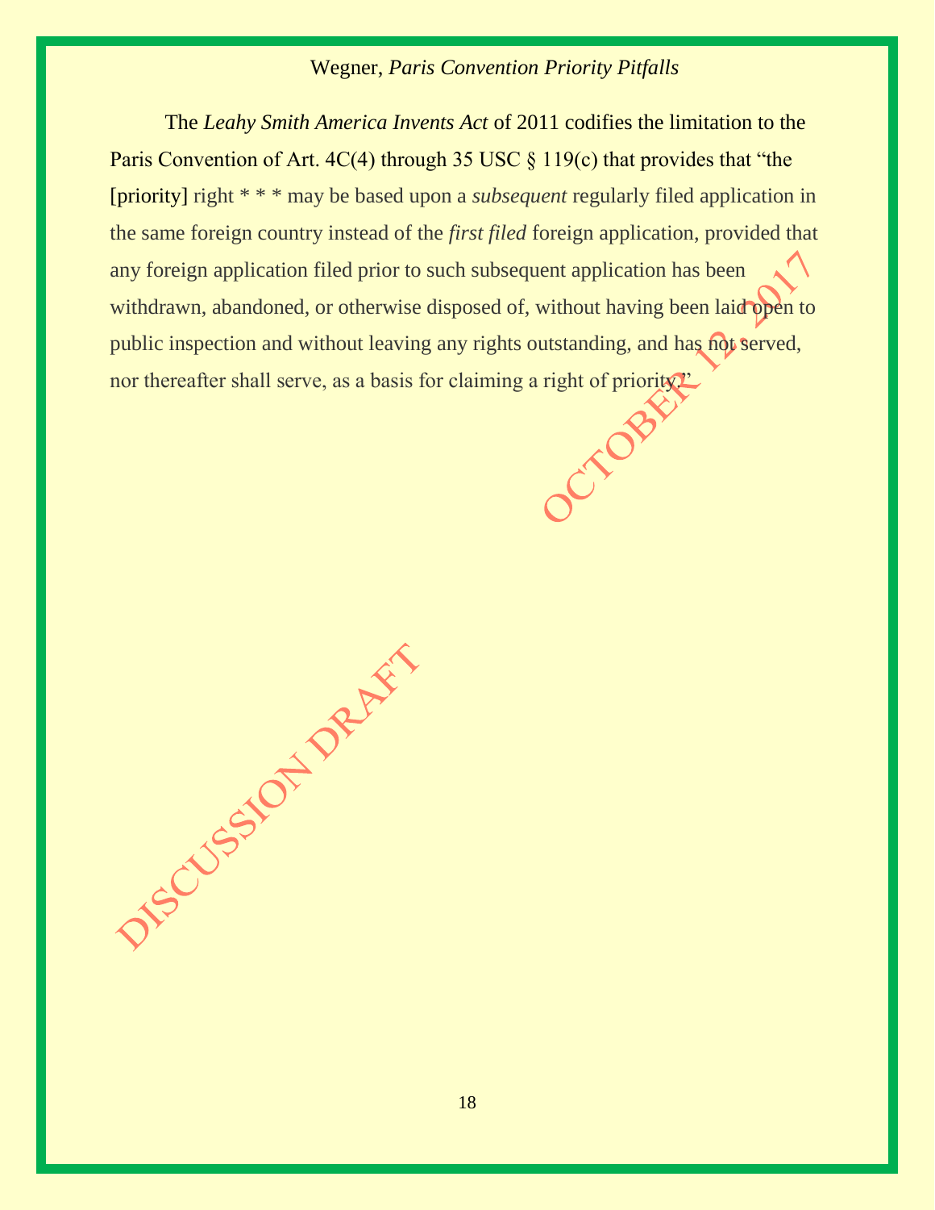The *Leahy Smith America Invents Act* of 2011 codifies the limitation to the Paris Convention of Art. 4C(4) through 35 USC § 119(c) that provides that "the [priority] right * * * may be based upon a *subsequent* regularly filed application in the same foreign country instead of the *first filed* foreign application, provided that any foreign application filed prior to such subsequent application has been withdrawn, abandoned, or otherwise disposed of, without having been laid open to public inspection and without leaving any rights outstanding, and has not served, nor thereafter shall serve, as a basis for claiming a right of priority."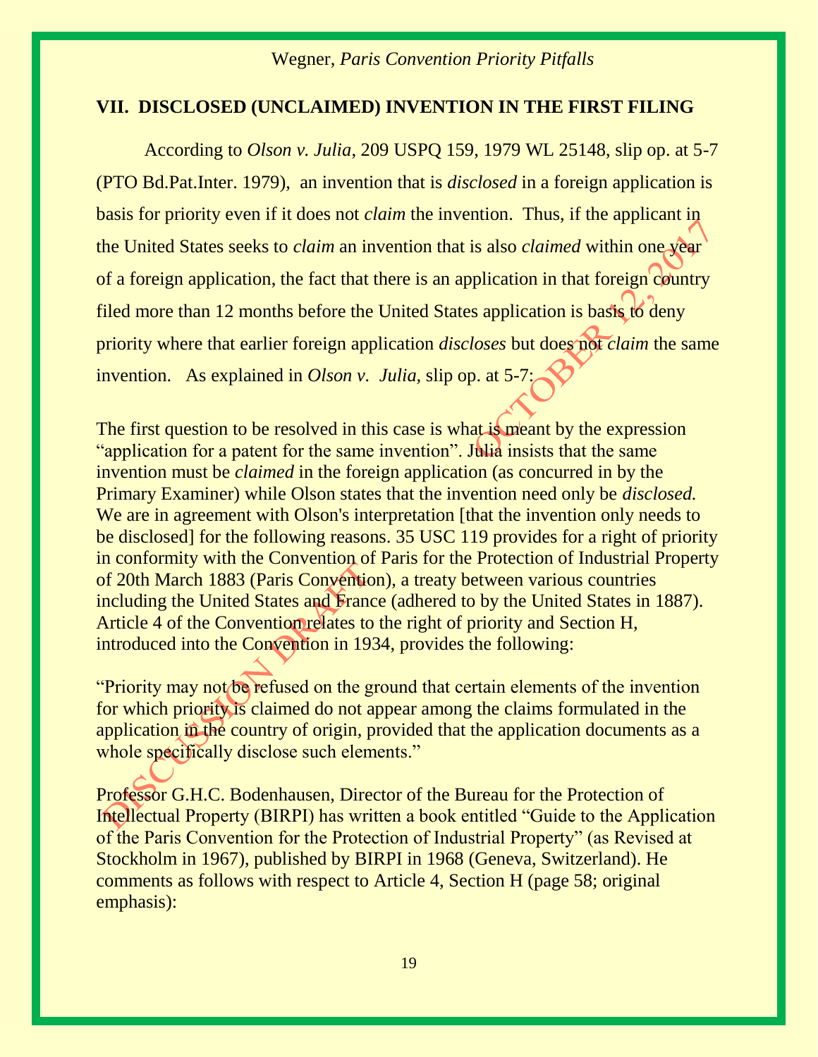## VII. DISCLOSED (UNCLAIMED) INVENTION IN THE FIRST FILING

According to *Olson v. Julia*, 209 USPQ 159, 1979 WL 25148, slip op. at 5-7 (PTO Bd.Pat.Inter. 1979), an invention that is *disclosed* in a foreign application is basis for priority even if it does not *claim* the invention. Thus, if the applicant in the United States seeks to *claim* an invention that is also *claimed* within one year of a foreign application, the fact that there is an application in that foreign country filed more than 12 months before the United States application is basis to deny priority where that earlier foreign application *discloses* but does not *claim* the same invention. As explained in *Olson v. Julia,* slip op. at 5-7:

The first question to be resolved in this case is what is meant by the expression "application for a patent for the same invention". Julia insists that the same invention must be *claimed* in the foreign application (as concurred in by the Primary Examiner) while Olson states that the invention need only be *disclosed.* We are in agreement with Olson's interpretation [that the invention only needs to be disclosed] for the following reasons. 35 USC 119 provides for a right of priority in conformity with the Convention of Paris for the Protection of Industrial Property of 20th March 1883 (Paris Convention), a treaty between various countries including the United States and France (adhered to by the United States in 1887). Article 4 of the Convention relates to the right of priority and Section H, introduced into the Convention in 1934, provides the following:

"Priority may not be refused on the ground that certain elements of the invention for which priority is claimed do not appear among the claims formulated in the application in the country of origin, provided that the application documents as a whole specifically disclose such elements."

Professor G.H.C. Bodenhausen, Director of the Bureau for the Protection of Intellectual Property (BIRPI) has written a book entitled "Guide to the Application of the Paris Convention for the Protection of Industrial Property" (as Revised at Stockholm in 1967), published by BIRPI in 1968 (Geneva, Switzerland). He comments as follows with respect to Article 4, Section H (page 58; original emphasis):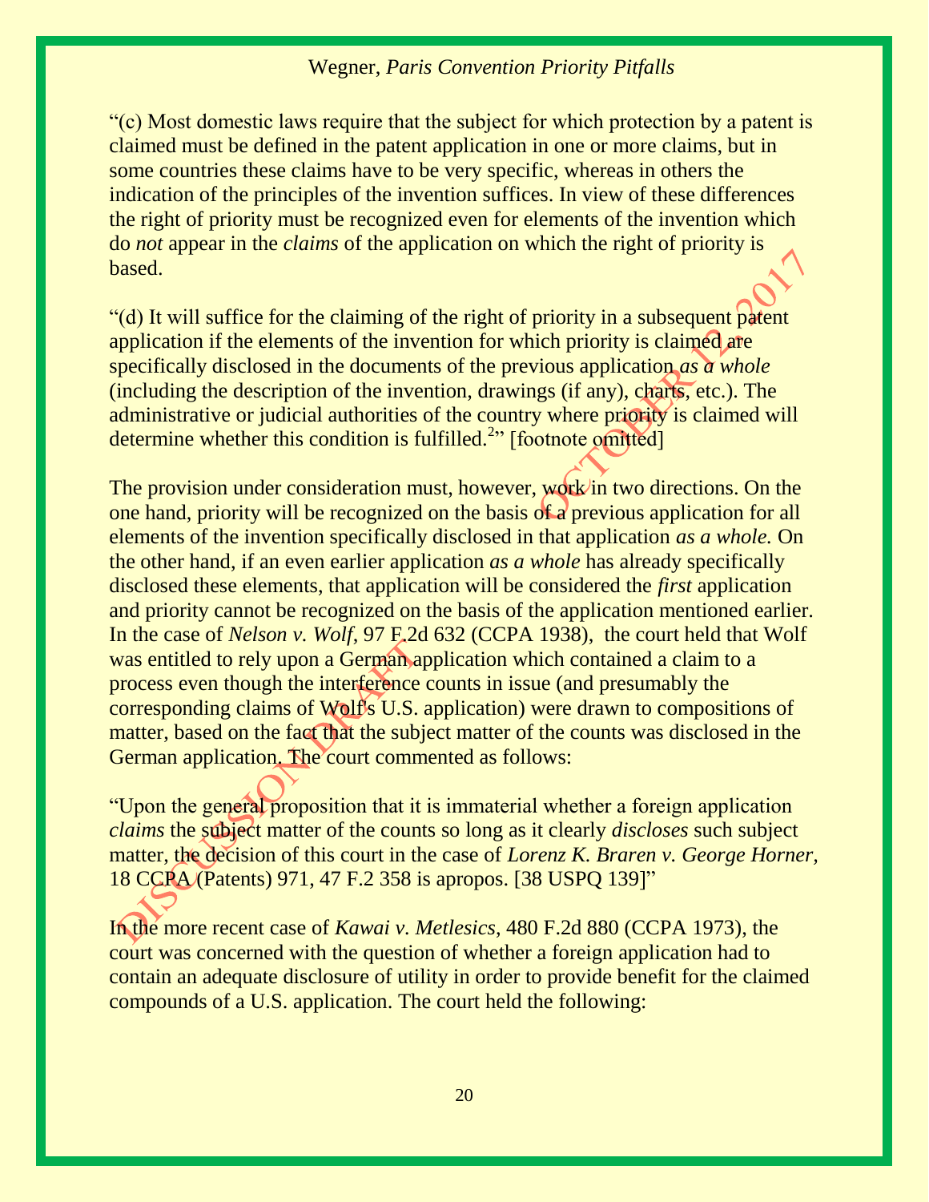"(c) Most domestic laws require that the subject for which protection by a patent is claimed must be defined in the patent application in one or more claims, but in some countries these claims have to be very specific, whereas in others the indication of the principles of the invention suffices. In view of these differences the right of priority must be recognized even for elements of the invention which do *not* appear in the *claims* of the application on which the right of priority is based.

"(d) It will suffice for the claiming of the right of priority in a subsequent patent application if the elements of the invention for which priority is claimed are specifically disclosed in the documents of the previous application *as a whole* (including the description of the invention, drawings (if any), charts, etc.). The administrative or judicial authorities of the country where priority is claimed will determine whether this condition is fulfilled.[2]" [footnote omitted]

The provision under consideration must, however, work in two directions. On the one hand, priority will be recognized on the basis of a previous application for all elements of the invention specifically disclosed in that application *as a whole.* On the other hand, if an even earlier application *as a whole* has already specifically disclosed these elements, that application will be considered the *first* application and priority cannot be recognized on the basis of the application mentioned earlier. In the case of *Nelson v. Wolf*, 97 F.2d 632 (CCPA 1938), the court held that Wolf was entitled to rely upon a German application which contained a claim to a process even though the interference counts in issue (and presumably the corresponding claims of Wolf's U.S. application) were drawn to compositions of matter, based on the fact that the subject matter of the counts was disclosed in the German application. The court commented as follows:

"Upon the general proposition that it is immaterial whether a foreign application *claims* the subject matter of the counts so long as it clearly *discloses* such subject matter, the decision of this court in the case of *Lorenz K. Braren v. George Horner*, 18 CCPA (Patents) 971, 47 F.2 358 is apropos. [38 USPQ 139]"

In the more recent case of *Kawai v. Metlesics*, 480 F.2d 880 (CCPA 1973), the court was concerned with the question of whether a foreign application had to contain an adequate disclosure of utility in order to provide benefit for the claimed compounds of a U.S. application. The court held the following: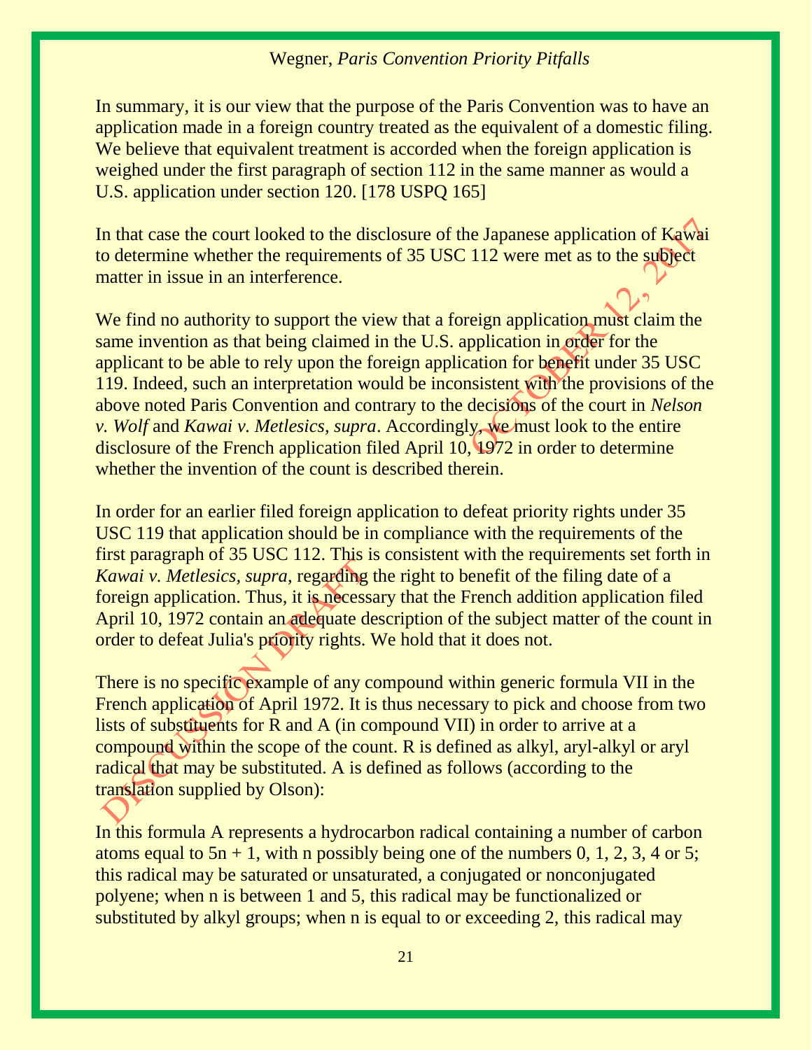In summary, it is our view that the purpose of the Paris Convention was to have an application made in a foreign country treated as the equivalent of a domestic filing. We believe that equivalent treatment is accorded when the foreign application is weighed under the first paragraph of section 112 in the same manner as would a U.S. application under section 120. [178 USPQ 165]

In that case the court looked to the disclosure of the Japanese application of Kawai to determine whether the requirements of 35 USC 112 were met as to the subject matter in issue in an interference.

We find no authority to support the view that a foreign application must claim the same invention as that being claimed in the U.S. application in order for the applicant to be able to rely upon the foreign application for benefit under 35 USC 119. Indeed, such an interpretation would be inconsistent with the provisions of the above noted Paris Convention and contrary to the decisions of the court in *Nelson v. Wolf* and *Kawai v. Metlesics, supra*. Accordingly, we must look to the entire disclosure of the French application filed April 10, 1972 in order to determine whether the invention of the count is described therein.

In order for an earlier filed foreign application to defeat priority rights under 35 USC 119 that application should be in compliance with the requirements of the first paragraph of 35 USC 112. This is consistent with the requirements set forth in *Kawai v. Metlesics, supra*, regarding the right to benefit of the filing date of a foreign application. Thus, it is necessary that the French addition application filed April 10, 1972 contain an adequate description of the subject matter of the count in order to defeat Julia's priority rights. We hold that it does not.

There is no specific example of any compound within generic formula VII in the French application of April 1972. It is thus necessary to pick and choose from two lists of substituents for R and A (in compound VII) in order to arrive at a compound within the scope of the count. R is defined as alkyl, aryl-alkyl or aryl radical that may be substituted. A is defined as follows (according to the translation supplied by Olson):

In this formula A represents a hydrocarbon radical containing a number of carbon atoms equal to 5n + 1, with n possibly being one of the numbers 0, 1, 2, 3, 4 or 5; this radical may be saturated or unsaturated, a conjugated or nonconjugated polyene; when n is between 1 and 5, this radical may be functionalized or substituted by alkyl groups; when n is equal to or exceeding 2, this radical may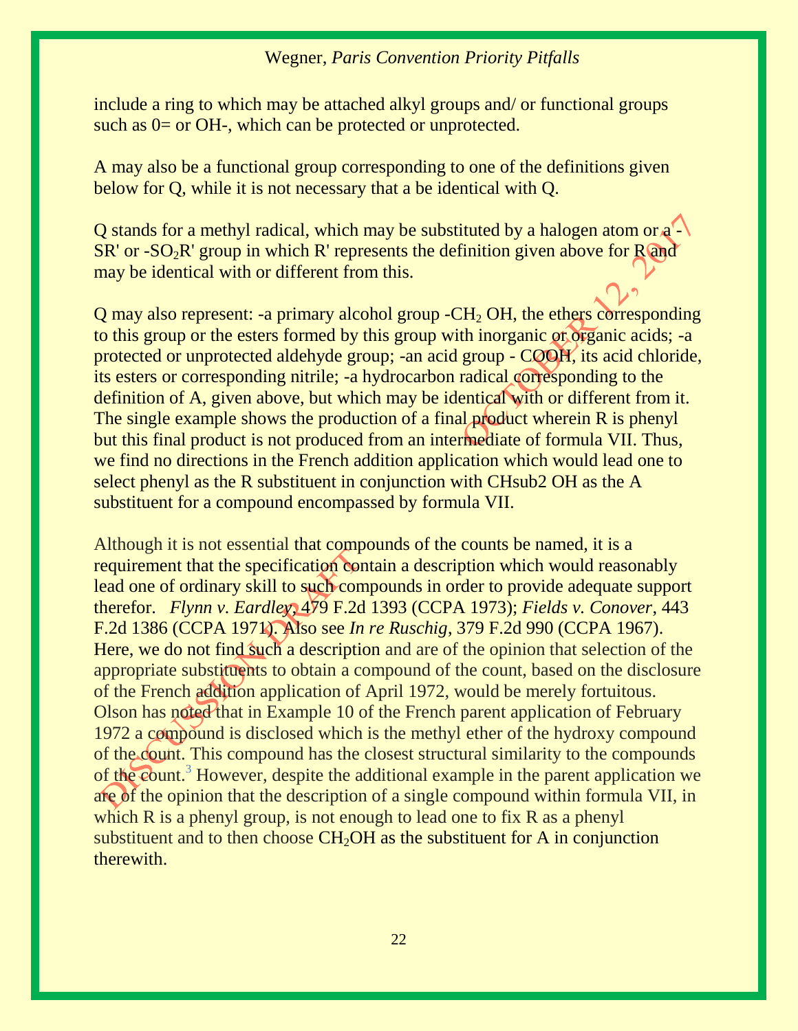include a ring to which may be attached alkyl groups and/ or functional groups such as 0= or OH-, which can be protected or unprotected.

A may also be a functional group corresponding to one of the definitions given below for Q, while it is not necessary that a be identical with Q.

Q stands for a methyl radical, which may be substituted by a halogen atom or a -SR' or $-SO_2R'$ group in which R' represents the definition given above for R and may be identical with or different from this.

Q may also represent: -a primary alcohol group $-CH_2$ OH, the ethers corresponding to this group or the esters formed by this group with inorganic or organic acids; -a protected or unprotected aldehyde group; -an acid group - COOH, its acid chloride, its esters or corresponding nitrile; -a hydrocarbon radical corresponding to the definition of A, given above, but which may be identical with or different from it. The single example shows the production of a final product wherein R is phenyl but this final product is not produced from an intermediate of formula VII. Thus, we find no directions in the French addition application which would lead one to select phenyl as the R substituent in conjunction with CHsub2 OH as the A substituent for a compound encompassed by formula VII.

Although it is not essential that compounds of the counts be named, it is a requirement that the specification contain a description which would reasonably lead one of ordinary skill to such compounds in order to provide adequate support therefor. *Flynn v. Eardley*, 479 F.2d 1393 (CCPA 1973); *Fields v. Conover*, 443 F.2d 1386 (CCPA 1971). Also see *In re Ruschig*, 379 F.2d 990 (CCPA 1967). Here, we do not find such a description and are of the opinion that selection of the appropriate substituents to obtain a compound of the count, based on the disclosure of the French addition application of April 1972, would be merely fortuitous. Olson has noted that in Example 10 of the French parent application of February 1972 a compound is disclosed which is the methyl ether of the hydroxy compound of the count. This compound has the closest structural similarity to the compounds of the count.[3] However, despite the additional example in the parent application we are of the opinion that the description of a single compound within formula VII, in which R is a phenyl group, is not enough to lead one to fix R as a phenyl substituent and to then choose $CH_2OH$ as the substituent for A in conjunction therewith.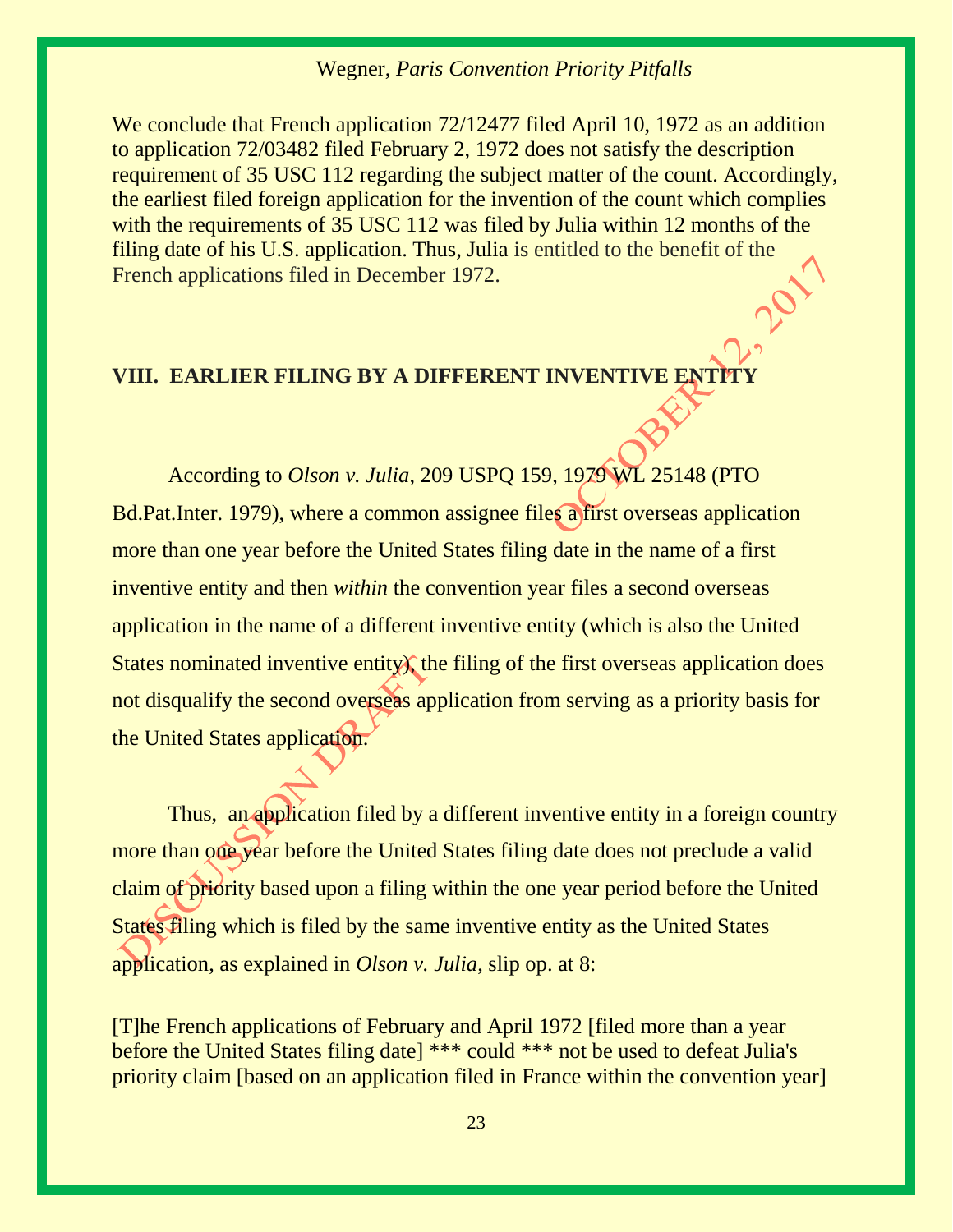We conclude that French application 72/12477 filed April 10, 1972 as an addition to application 72/03482 filed February 2, 1972 does not satisfy the description requirement of 35 USC 112 regarding the subject matter of the count. Accordingly, the earliest filed foreign application for the invention of the count which complies with the requirements of 35 USC 112 was filed by Julia within 12 months of the filing date of his U.S. application. Thus, Julia is entitled to the benefit of the French applications filed in December 1972.

## VIII. EARLIER FILING BY A DIFFERENT INVENTIVE ENTITY

According to *Olson v. Julia*, 209 USPQ 159, 1979 WL 25148 (PTO Bd.Pat.Inter. 1979), where a common assignee files a first overseas application more than one year before the United States filing date in the name of a first inventive entity and then *within* the convention year files a second overseas application in the name of a different inventive entity (which is also the United States nominated inventive entity), the filing of the first overseas application does not disqualify the second overseas application from serving as a priority basis for the United States application.

Thus, an application filed by a different inventive entity in a foreign country more than one year before the United States filing date does not preclude a valid claim of priority based upon a filing within the one year period before the United States filing which is filed by the same inventive entity as the United States application, as explained in *Olson v. Julia*, slip op. at 8:

[T]he French applications of February and April 1972 [filed more than a year before the United States filing date] *** could *** not be used to defeat Julia's priority claim [based on an application filed in France within the convention year]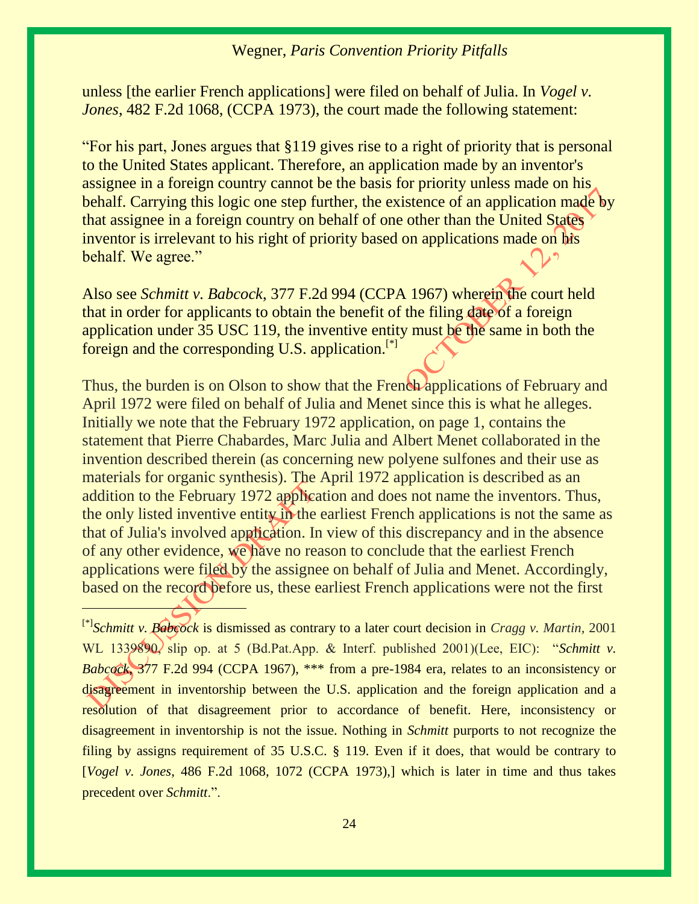unless [the earlier French applications] were filed on behalf of Julia. In *Vogel v. Jones*, 482 F.2d 1068, (CCPA 1973), the court made the following statement:

"For his part, Jones argues that §119 gives rise to a right of priority that is personal to the United States applicant. Therefore, an application made by an inventor's assignee in a foreign country cannot be the basis for priority unless made on his behalf. Carrying this logic one step further, the existence of an application made by that assignee in a foreign country on behalf of one other than the United States inventor is irrelevant to his right of priority based on applications made on his behalf. We agree."

Also see *Schmitt v. Babcock*, 377 F.2d 994 (CCPA 1967) wherein the court held that in order for applicants to obtain the benefit of the filing date of a foreign application under 35 USC 119, the inventive entity must be the same in both the foreign and the corresponding U.S. application.[*]

Thus, the burden is on Olson to show that the French applications of February and April 1972 were filed on behalf of Julia and Menet since this is what he alleges. Initially we note that the February 1972 application, on page 1, contains the statement that Pierre Chabardes, Marc Julia and Albert Menet collaborated in the invention described therein (as concerning new polyene sulfones and their use as materials for organic synthesis). The April 1972 application is described as an addition to the February 1972 application and does not name the inventors. Thus, the only listed inventive entity in the earliest French applications is not the same as that of Julia's involved application. In view of this discrepancy and in the absence of any other evidence, we have no reason to conclude that the earliest French applications were filed by the assignee on behalf of Julia and Menet. Accordingly, based on the record before us, these earliest French applications were not the first

---

[*]*Schmitt v. Babcock* is dismissed as contrary to a later court decision in *Cragg v. Martin,* 2001 WL 1339890, slip op. at 5 (Bd.Pat.App. & Interf. published 2001)(Lee, EIC): "*Schmitt v. Babcock*, 377 F.2d 994 (CCPA 1967), *** from a pre-1984 era, relates to an inconsistency or disagreement in inventorship between the U.S. application and the foreign application and a resolution of that disagreement prior to accordance of benefit. Here, inconsistency or disagreement in inventorship is not the issue. Nothing in *Schmitt* purports to not recognize the filing by assigns requirement of 35 U.S.C. § 119. Even if it does, that would be contrary to [*Vogel v. Jones*, 486 F.2d 1068, 1072 (CCPA 1973),] which is later in time and thus takes precedent over *Schmitt*.".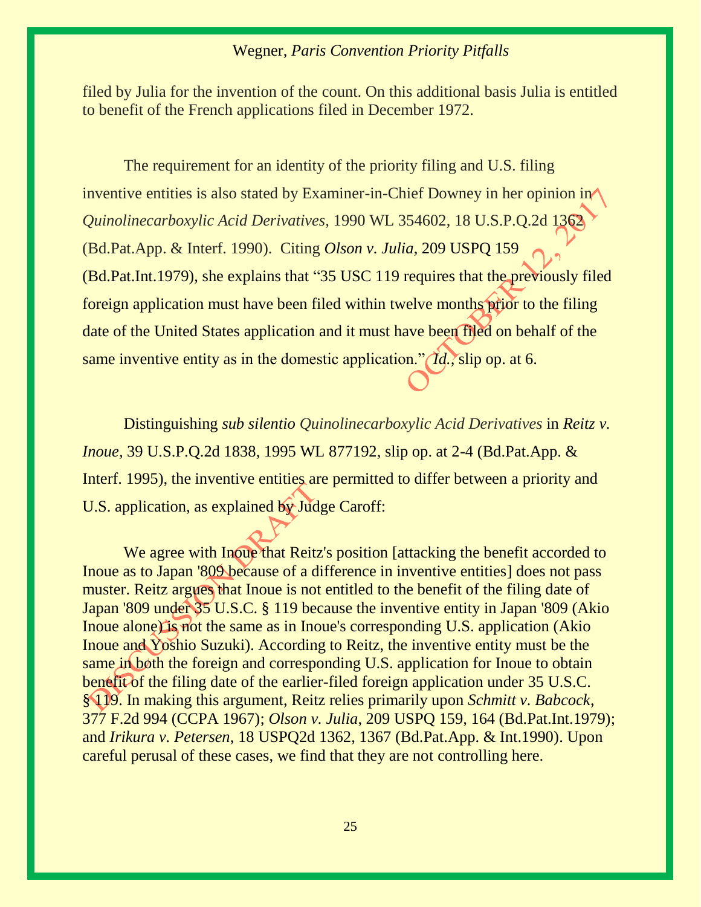filed by Julia for the invention of the count. On this additional basis Julia is entitled to benefit of the French applications filed in December 1972.

The requirement for an identity of the priority filing and U.S. filing inventive entities is also stated by Examiner-in-Chief Downey in her opinion in *Quinolinecarboxylic Acid Derivatives*, 1990 WL 354602, 18 U.S.P.Q.2d 1362 (Bd.Pat.App. & Interf. 1990). Citing ***Olson v. Julia***, 209 USPQ 159 (Bd.Pat.Int.1979), she explains that "35 USC 119 requires that the previously filed foreign application must have been filed within twelve months prior to the filing date of the United States application and it must have been filed on behalf of the same inventive entity as in the domestic application." *Id.*, slip op. at 6.

Distinguishing *sub silentio Quinolinecarboxylic Acid Derivatives* in ***Reitz v. Inoue***, 39 U.S.P.Q.2d 1838, 1995 WL 877192, slip op. at 2-4 (Bd.Pat.App. & Interf. 1995), the inventive entities are permitted to differ between a priority and U.S. application, as explained by Judge Caroff:

> We agree with Inoue that Reitz's position [attacking the benefit accorded to Inoue as to Japan '809 because of a difference in inventive entities] does not pass muster. Reitz argues that Inoue is not entitled to the benefit of the filing date of Japan '809 under 35 U.S.C. § 119 because the inventive entity in Japan '809 (Akio Inoue alone) is not the same as in Inoue's corresponding U.S. application (Akio Inoue and Yoshio Suzuki). According to Reitz, the inventive entity must be the same in both the foreign and corresponding U.S. application for Inoue to obtain benefit of the filing date of the earlier-filed foreign application under 35 U.S.C. § 119. In making this argument, Reitz relies primarily upon *Schmitt v. Babcock*, 377 F.2d 994 (CCPA 1967); *Olson v. Julia*, 209 USPQ 159, 164 (Bd.Pat.Int.1979); and *Irikura v. Petersen*, 18 USPQ2d 1362, 1367 (Bd.Pat.App. & Int.1990). Upon careful perusal of these cases, we find that they are not controlling here.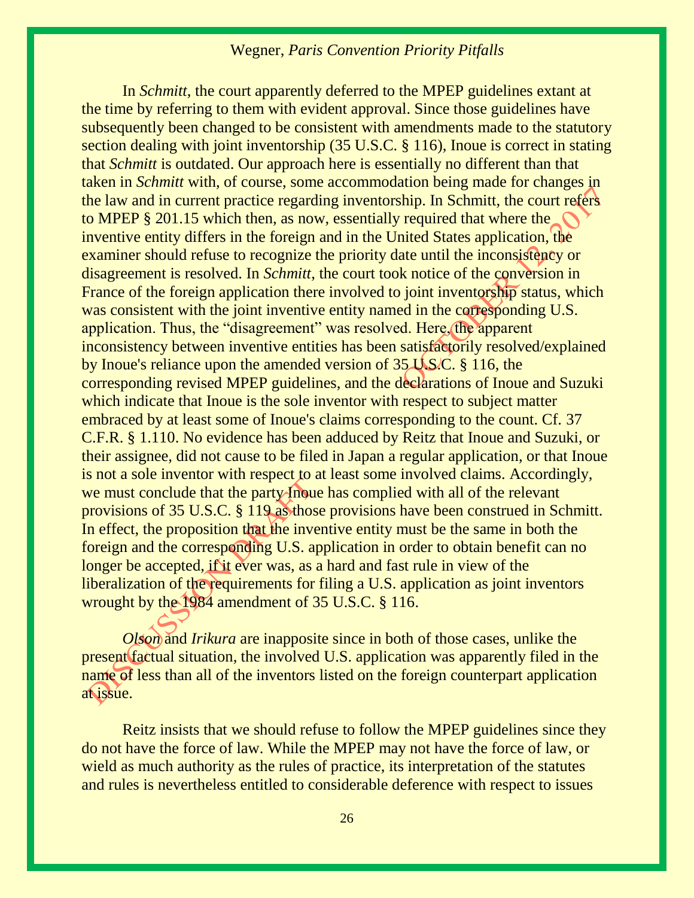In *Schmitt*, the court apparently deferred to the MPEP guidelines extant at the time by referring to them with evident approval. Since those guidelines have subsequently been changed to be consistent with amendments made to the statutory section dealing with joint inventorship (35 U.S.C. § 116), Inoue is correct in stating that *Schmitt* is outdated. Our approach here is essentially no different than that taken in *Schmitt* with, of course, some accommodation being made for changes in the law and in current practice regarding inventorship. In Schmitt, the court refers to MPEP § 201.15 which then, as now, essentially required that where the inventive entity differs in the foreign and in the United States application, the examiner should refuse to recognize the priority date until the inconsistency or disagreement is resolved. In *Schmitt*, the court took notice of the conversion in France of the foreign application there involved to joint inventorship status, which was consistent with the joint inventive entity named in the corresponding U.S. application. Thus, the "disagreement" was resolved. Here, the apparent inconsistency between inventive entities has been satisfactorily resolved/explained by Inoue's reliance upon the amended version of 35 U.S.C. § 116, the corresponding revised MPEP guidelines, and the declarations of Inoue and Suzuki which indicate that Inoue is the sole inventor with respect to subject matter embraced by at least some of Inoue's claims corresponding to the count. Cf. 37 C.F.R. § 1.110. No evidence has been adduced by Reitz that Inoue and Suzuki, or their assignee, did not cause to be filed in Japan a regular application, or that Inoue is not a sole inventor with respect to at least some involved claims. Accordingly, we must conclude that the party Inoue has complied with all of the relevant provisions of 35 U.S.C. § 119 as those provisions have been construed in Schmitt. In effect, the proposition that the inventive entity must be the same in both the foreign and the corresponding U.S. application in order to obtain benefit can no longer be accepted, if it ever was, as a hard and fast rule in view of the liberalization of the requirements for filing a U.S. application as joint inventors wrought by the 1984 amendment of 35 U.S.C. § 116.

*Olson* and *Irikura* are inapposite since in both of those cases, unlike the present factual situation, the involved U.S. application was apparently filed in the name of less than all of the inventors listed on the foreign counterpart application at issue.

Reitz insists that we should refuse to follow the MPEP guidelines since they do not have the force of law. While the MPEP may not have the force of law, or wield as much authority as the rules of practice, its interpretation of the statutes and rules is nevertheless entitled to considerable deference with respect to issues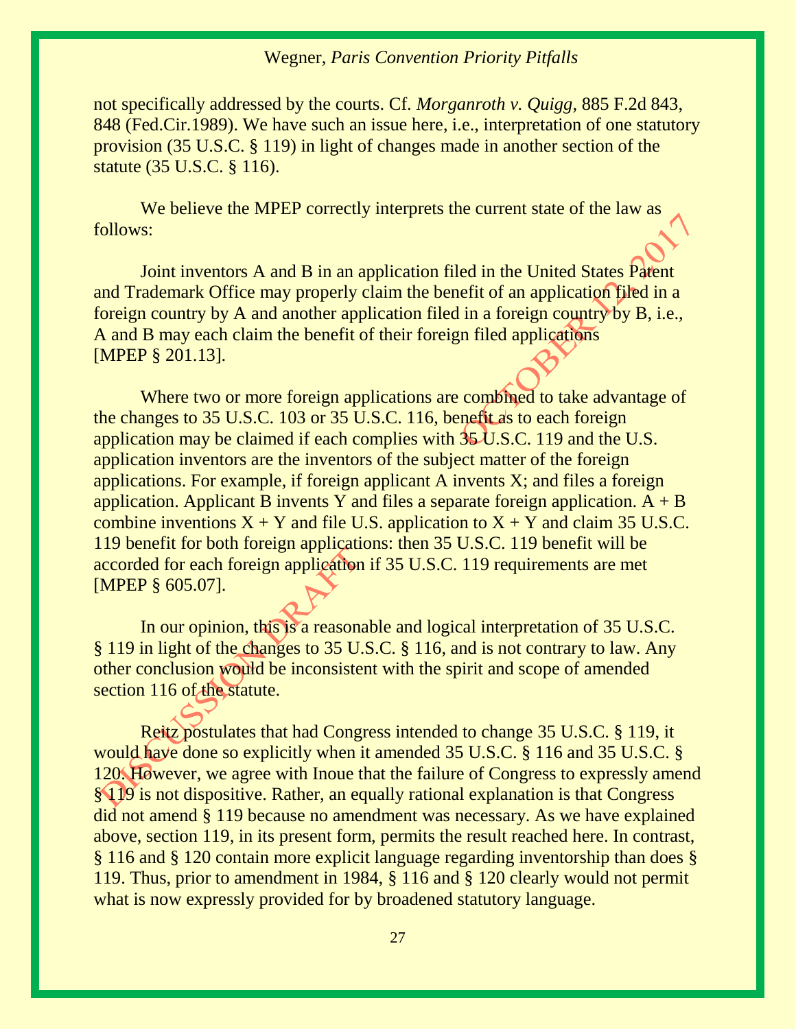not specifically addressed by the courts. Cf. *Morganroth v. Quigg*, 885 F.2d 843, 848 (Fed.Cir.1989). We have such an issue here, i.e., interpretation of one statutory provision (35 U.S.C. § 119) in light of changes made in another section of the statute (35 U.S.C. § 116).

We believe the MPEP correctly interprets the current state of the law as follows:

Joint inventors A and B in an application filed in the United States Patent and Trademark Office may properly claim the benefit of an application filed in a foreign country by A and another application filed in a foreign country by B, i.e., A and B may each claim the benefit of their foreign filed applications [MPEP § 201.13].

Where two or more foreign applications are combined to take advantage of the changes to 35 U.S.C. 103 or 35 U.S.C. 116, benefit as to each foreign application may be claimed if each complies with 35 U.S.C. 119 and the U.S. application inventors are the inventors of the subject matter of the foreign applications. For example, if foreign applicant A invents X; and files a foreign application. Applicant B invents Y and files a separate foreign application. A + B combine inventions X + Y and file U.S. application to X + Y and claim 35 U.S.C. 119 benefit for both foreign applications: then 35 U.S.C. 119 benefit will be accorded for each foreign application if 35 U.S.C. 119 requirements are met [MPEP § 605.07].

In our opinion, this is a reasonable and logical interpretation of 35 U.S.C. § 119 in light of the changes to 35 U.S.C. § 116, and is not contrary to law. Any other conclusion would be inconsistent with the spirit and scope of amended section 116 of the statute.

Reitz postulates that had Congress intended to change 35 U.S.C. § 119, it would have done so explicitly when it amended 35 U.S.C. § 116 and 35 U.S.C. § 120. However, we agree with Inoue that the failure of Congress to expressly amend § 119 is not dispositive. Rather, an equally rational explanation is that Congress did not amend § 119 because no amendment was necessary. As we have explained above, section 119, in its present form, permits the result reached here. In contrast, § 116 and § 120 contain more explicit language regarding inventorship than does § 119. Thus, prior to amendment in 1984, § 116 and § 120 clearly would not permit what is now expressly provided for by broadened statutory language.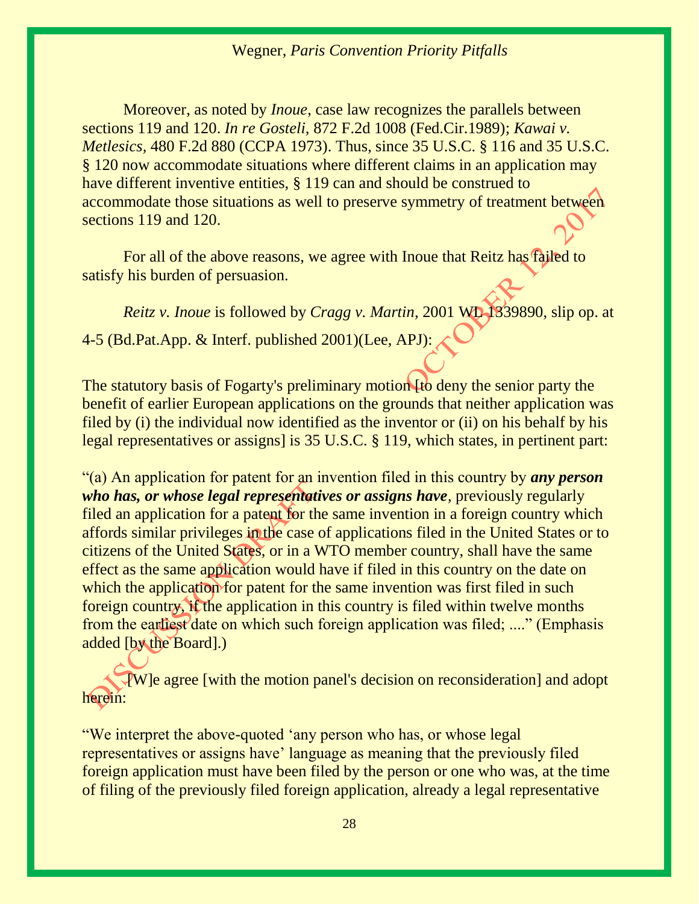Moreover, as noted by *Inoue*, case law recognizes the parallels between sections 119 and 120. *In re Gosteli,* 872 F.2d 1008 (Fed.Cir.1989); *Kawai v. Metlesics,* 480 F.2d 880 (CCPA 1973). Thus, since 35 U.S.C. § 116 and 35 U.S.C. § 120 now accommodate situations where different claims in an application may have different inventive entities, § 119 can and should be construed to accommodate those situations as well to preserve symmetry of treatment between sections 119 and 120.

For all of the above reasons, we agree with Inoue that Reitz has failed to satisfy his burden of persuasion.

*Reitz v. Inoue* is followed by *Cragg v. Martin,* 2001 WL 1339890, slip op. at 4-5 (Bd.Pat.App. & Interf. published 2001)(Lee, APJ):

The statutory basis of Fogarty's preliminary motion [to deny the senior party the benefit of earlier European applications on the grounds that neither application was filed by (i) the individual now identified as the inventor or (ii) on his behalf by his legal representatives or assigns] is 35 U.S.C. § 119, which states, in pertinent part:

"(a) An application for patent for an invention filed in this country by ***any person who has, or whose legal representatives or assigns have***, previously regularly filed an application for a patent for the same invention in a foreign country which affords similar privileges in the case of applications filed in the United States or to citizens of the United States, or in a WTO member country, shall have the same effect as the same application would have if filed in this country on the date on which the application for patent for the same invention was first filed in such foreign country, if the application in this country is filed within twelve months from the earliest date on which such foreign application was filed; ...." (Emphasis added [by the Board].)

[W]e agree [with the motion panel's decision on reconsideration] and adopt herein:

"We interpret the above-quoted 'any person who has, or whose legal representatives or assigns have' language as meaning that the previously filed foreign application must have been filed by the person or one who was, at the time of filing of the previously filed foreign application, already a legal representative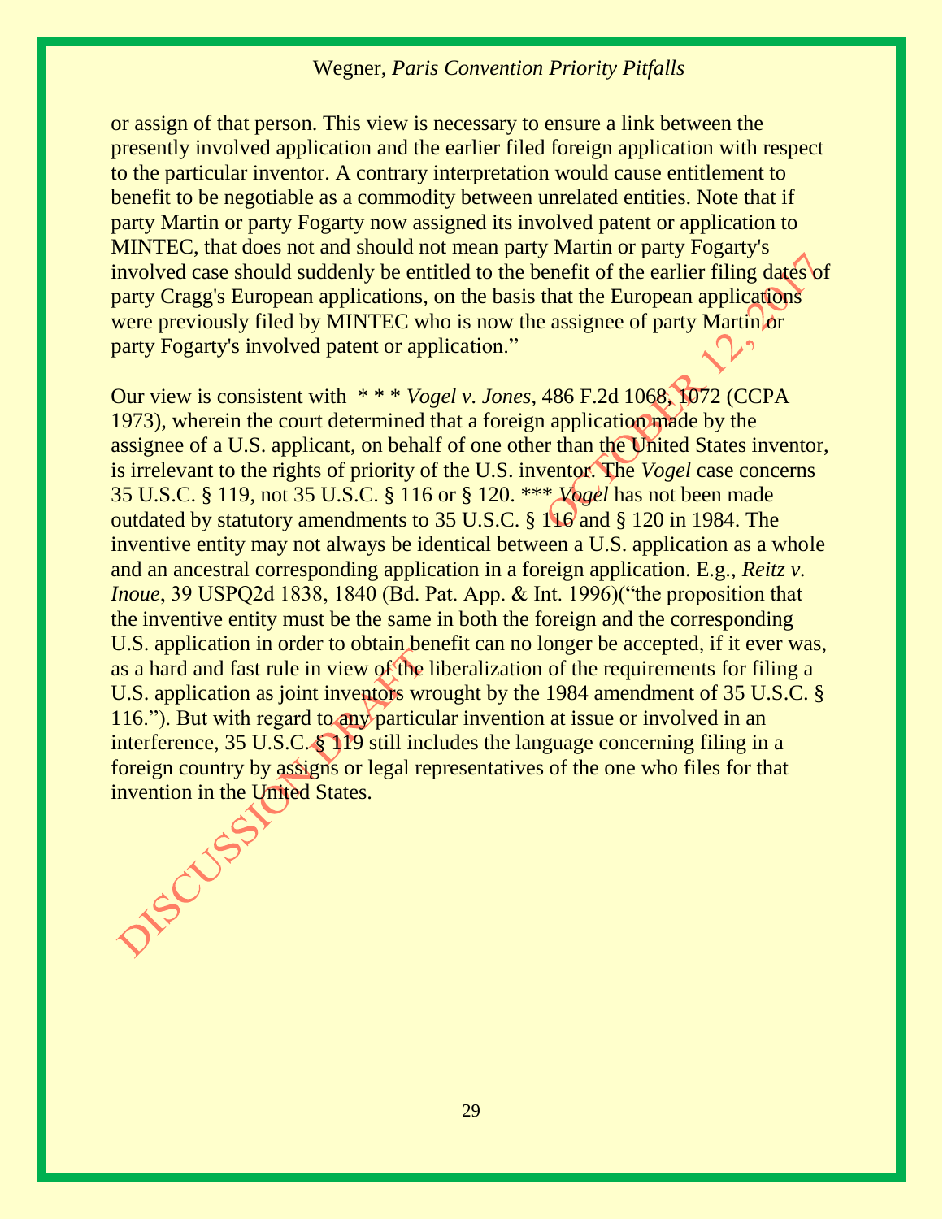or assign of that person. This view is necessary to ensure a link between the presently involved application and the earlier filed foreign application with respect to the particular inventor. A contrary interpretation would cause entitlement to benefit to be negotiable as a commodity between unrelated entities. Note that if party Martin or party Fogarty now assigned its involved patent or application to MINTEC, that does not and should not mean party Martin or party Fogarty's involved case should suddenly be entitled to the benefit of the earlier filing dates of party Cragg's European applications, on the basis that the European applications were previously filed by MINTEC who is now the assignee of party Martin or party Fogarty's involved patent or application."

Our view is consistent with * * * *Vogel v. Jones*, 486 F.2d 1068, 1072 (CCPA 1973), wherein the court determined that a foreign application made by the assignee of a U.S. applicant, on behalf of one other than the United States inventor, is irrelevant to the rights of priority of the U.S. inventor. The *Vogel* case concerns 35 U.S.C. § 119, not 35 U.S.C. § 116 or § 120. *** *Vogel* has not been made outdated by statutory amendments to 35 U.S.C. § 116 and § 120 in 1984. The inventive entity may not always be identical between a U.S. application as a whole and an ancestral corresponding application in a foreign application. E.g., *Reitz v. Inoue*, 39 USPQ2d 1838, 1840 (Bd. Pat. App. & Int. 1996)("the proposition that the inventive entity must be the same in both the foreign and the corresponding U.S. application in order to obtain benefit can no longer be accepted, if it ever was, as a hard and fast rule in view of the liberalization of the requirements for filing a U.S. application as joint inventors wrought by the 1984 amendment of 35 U.S.C. § 116."). But with regard to any particular invention at issue or involved in an interference, 35 U.S.C. § 119 still includes the language concerning filing in a foreign country by assigns or legal representatives of the one who files for that invention in the United States.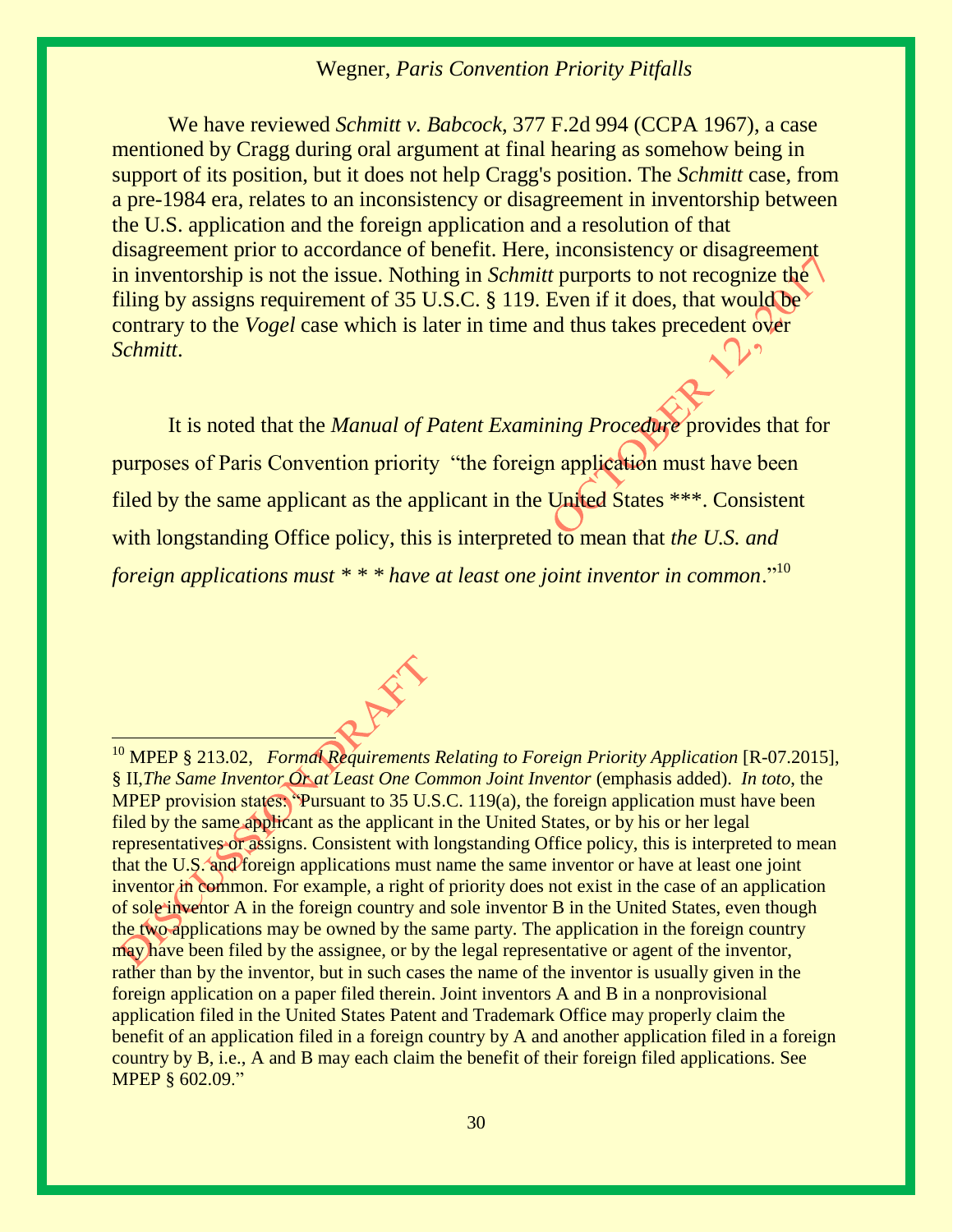We have reviewed *Schmitt v. Babcock*, 377 F.2d 994 (CCPA 1967), a case mentioned by Cragg during oral argument at final hearing as somehow being in support of its position, but it does not help Cragg's position. The *Schmitt* case, from a pre-1984 era, relates to an inconsistency or disagreement in inventorship between the U.S. application and the foreign application and a resolution of that disagreement prior to accordance of benefit. Here, inconsistency or disagreement in inventorship is not the issue. Nothing in *Schmitt* purports to not recognize the filing by assigns requirement of 35 U.S.C. § 119. Even if it does, that would be contrary to the *Vogel* case which is later in time and thus takes precedent over *Schmitt*.

It is noted that the *Manual of Patent Examining Procedure* provides that for purposes of Paris Convention priority "the foreign application must have been filed by the same applicant as the applicant in the United States ***. Consistent with longstanding Office policy, this is interpreted to mean that *the U.S. and foreign applications must * * * have at least one joint inventor in common*."[10]

---

[10] MPEP § 213.02, *Formal Requirements Relating to Foreign Priority Application* [R-07.2015], § II, *The Same Inventor Or at Least One Common Joint Inventor* (emphasis added). *In toto*, the MPEP provision states: "Pursuant to 35 U.S.C. 119(a), the foreign application must have been filed by the same applicant as the applicant in the United States, or by his or her legal representatives or assigns. Consistent with longstanding Office policy, this is interpreted to mean that the U.S. and foreign applications must name the same inventor or have at least one joint inventor in common. For example, a right of priority does not exist in the case of an application of sole inventor A in the foreign country and sole inventor B in the United States, even though the two applications may be owned by the same party. The application in the foreign country may have been filed by the assignee, or by the legal representative or agent of the inventor, rather than by the inventor, but in such cases the name of the inventor is usually given in the foreign application on a paper filed therein. Joint inventors A and B in a nonprovisional application filed in the United States Patent and Trademark Office may properly claim the benefit of an application filed in a foreign country by A and another application filed in a foreign country by B, i.e., A and B may each claim the benefit of their foreign filed applications. See MPEP § 602.09."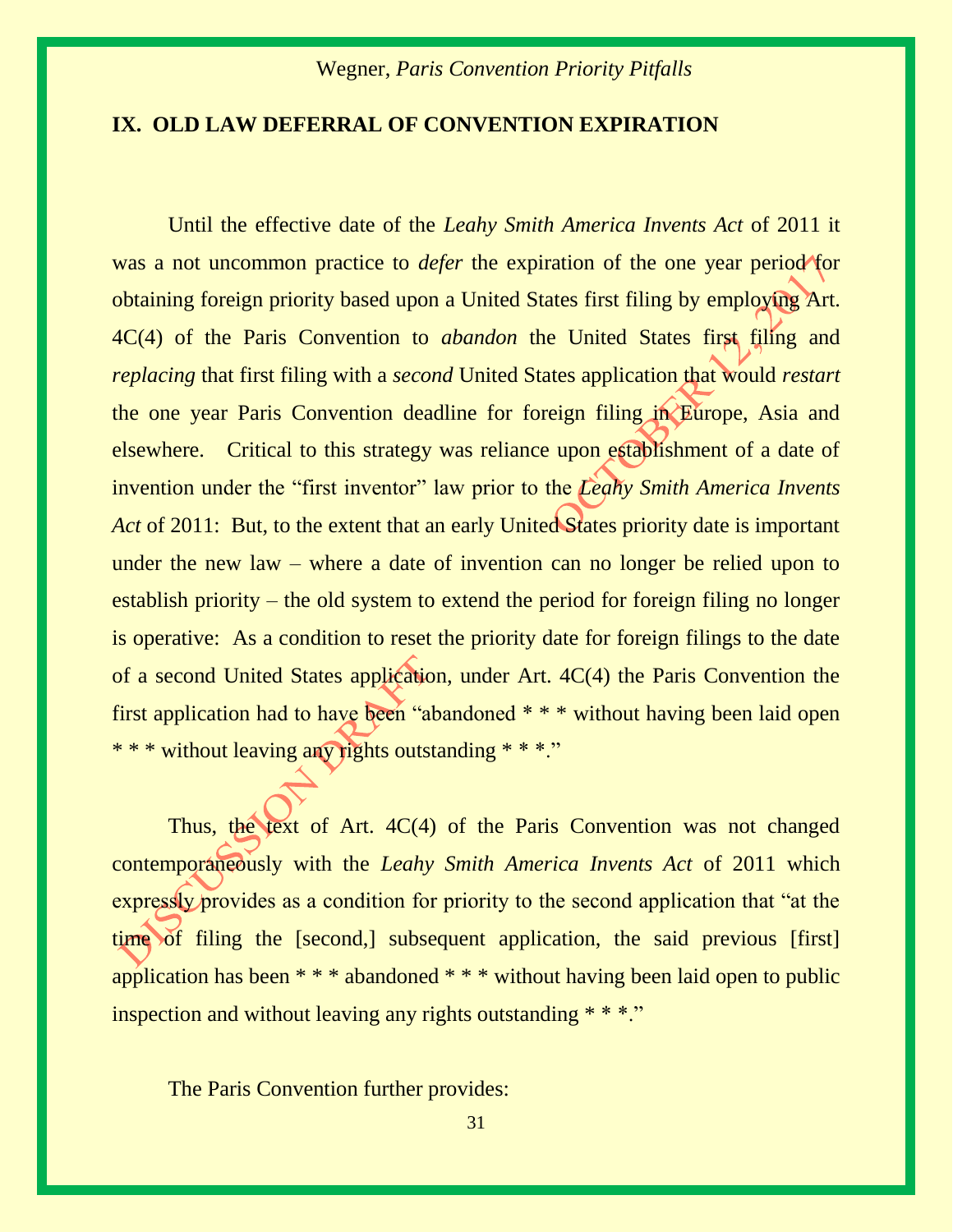## IX. OLD LAW DEFERRAL OF CONVENTION EXPIRATION

Until the effective date of the *Leahy Smith America Invents Act* of 2011 it was a not uncommon practice to *defer* the expiration of the one year period for obtaining foreign priority based upon a United States first filing by employing Art. 4C(4) of the Paris Convention to *abandon* the United States first filing and *replacing* that first filing with a *second* United States application that would *restart* the one year Paris Convention deadline for foreign filing in Europe, Asia and elsewhere. Critical to this strategy was reliance upon establishment of a date of invention under the "first inventor" law prior to the *Leahy Smith America Invents Act* of 2011: But, to the extent that an early United States priority date is important under the new law – where a date of invention can no longer be relied upon to establish priority – the old system to extend the period for foreign filing no longer is operative: As a condition to reset the priority date for foreign filings to the date of a second United States application, under Art. 4C(4) the Paris Convention the first application had to have been "abandoned * * * without having been laid open * * * without leaving any rights outstanding * * *."

Thus, the text of Art. 4C(4) of the Paris Convention was not changed contemporaneously with the *Leahy Smith America Invents Act* of 2011 which expressly provides as a condition for priority to the second application that "at the time of filing the [second,] subsequent application, the said previous [first] application has been * * * abandoned * * * without having been laid open to public inspection and without leaving any rights outstanding * * *."

The Paris Convention further provides: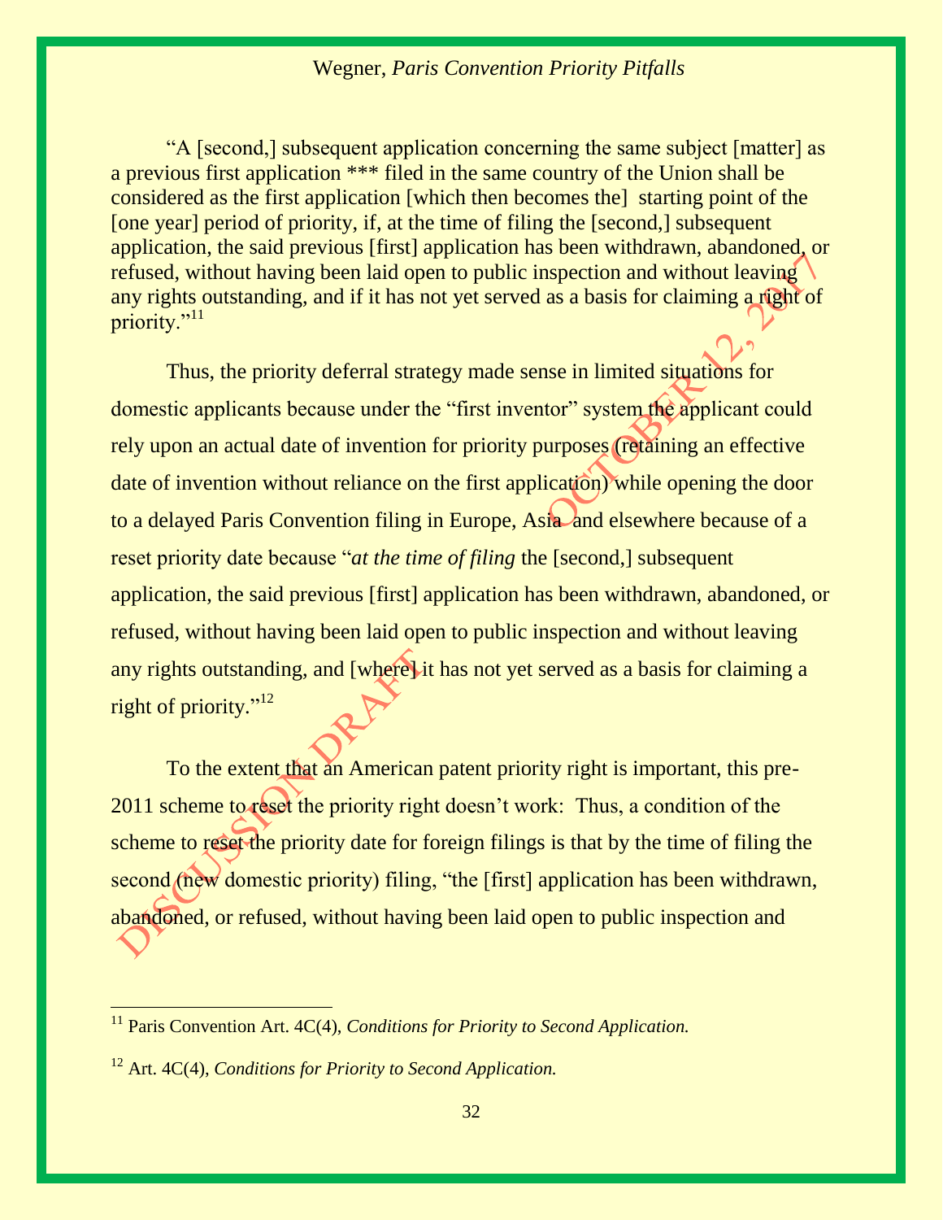"A [second,] subsequent application concerning the same subject [matter] as a previous first application *** filed in the same country of the Union shall be considered as the first application [which then becomes the] starting point of the [one year] period of priority, if, at the time of filing the [second,] subsequent application, the said previous [first] application has been withdrawn, abandoned, or refused, without having been laid open to public inspection and without leaving any rights outstanding, and if it has not yet served as a basis for claiming a right of priority."[11]

Thus, the priority deferral strategy made sense in limited situations for domestic applicants because under the "first inventor" system the applicant could rely upon an actual date of invention for priority purposes (retaining an effective date of invention without reliance on the first application) while opening the door to a delayed Paris Convention filing in Europe, Asia and elsewhere because of a reset priority date because "*at the time of filing* the [second,] subsequent application, the said previous [first] application has been withdrawn, abandoned, or refused, without having been laid open to public inspection and without leaving any rights outstanding, and [where] it has not yet served as a basis for claiming a right of priority."[12]

To the extent that an American patent priority right is important, this pre-2011 scheme to reset the priority right doesn't work: Thus, a condition of the scheme to reset the priority date for foreign filings is that by the time of filing the second (new domestic priority) filing, "the [first] application has been withdrawn, abandoned, or refused, without having been laid open to public inspection and

---

[11] Paris Convention Art. 4C(4), *Conditions for Priority to Second Application.*

[12] Art. 4C(4), *Conditions for Priority to Second Application.*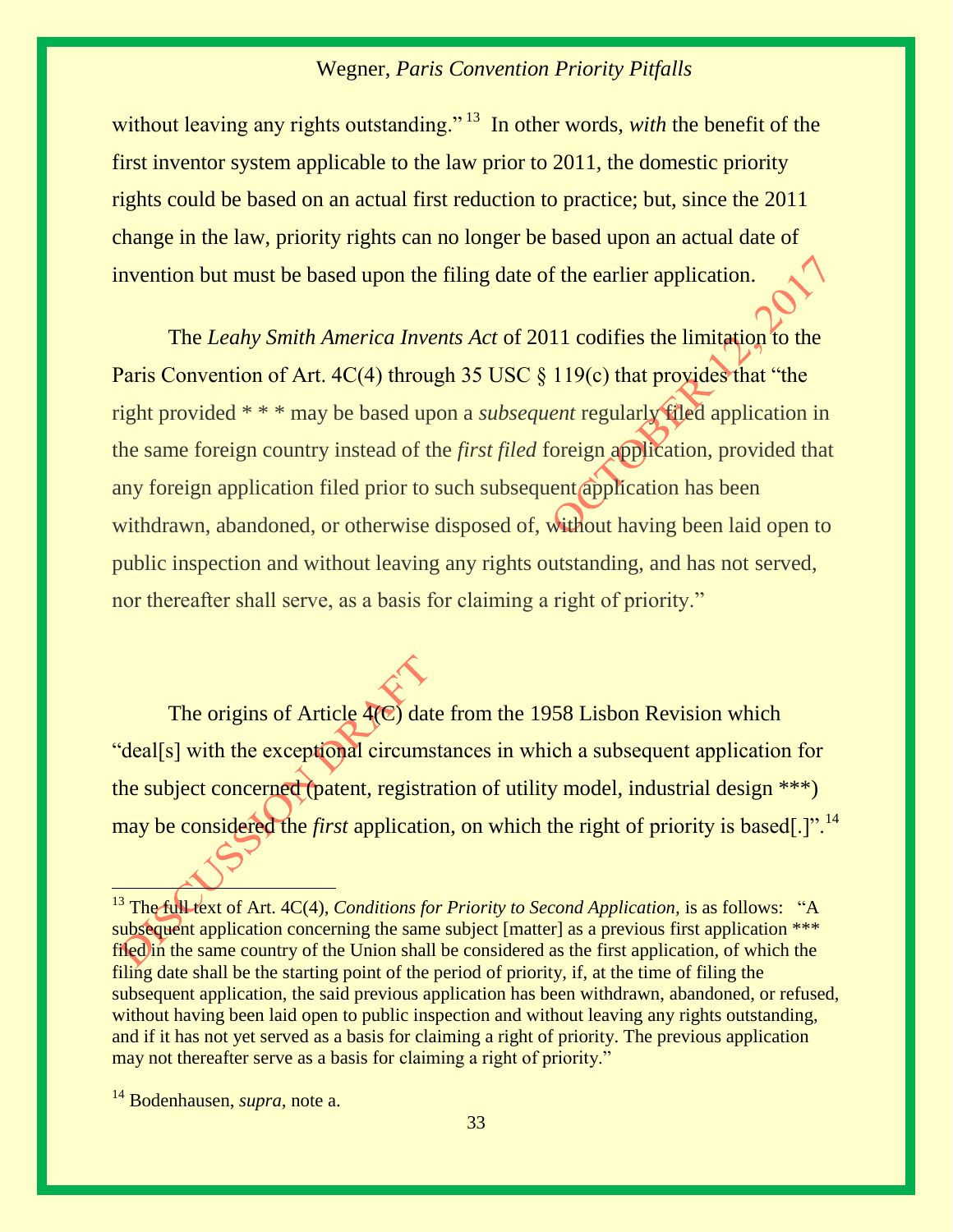without leaving any rights outstanding."[13] In other words, *with* the benefit of the first inventor system applicable to the law prior to 2011, the domestic priority rights could be based on an actual first reduction to practice; but, since the 2011 change in the law, priority rights can no longer be based upon an actual date of invention but must be based upon the filing date of the earlier application.

The *Leahy Smith America Invents Act* of 2011 codifies the limitation to the Paris Convention of Art. 4C(4) through 35 USC § 119(c) that provides that "the right provided * * * may be based upon a *subsequent* regularly filed application in the same foreign country instead of the *first filed* foreign application, provided that any foreign application filed prior to such subsequent application has been withdrawn, abandoned, or otherwise disposed of, without having been laid open to public inspection and without leaving any rights outstanding, and has not served, nor thereafter shall serve, as a basis for claiming a right of priority."

The origins of Article 4(C) date from the 1958 Lisbon Revision which "deal[s] with the exceptional circumstances in which a subsequent application for the subject concerned (patent, registration of utility model, industrial design ***) may be considered the *first* application, on which the right of priority is based[.]".[14]

---

[13] The full text of Art. 4C(4), *Conditions for Priority to Second Application*, is as follows: "A subsequent application concerning the same subject [matter] as a previous first application *** filed in the same country of the Union shall be considered as the first application, of which the filing date shall be the starting point of the period of priority, if, at the time of filing the subsequent application, the said previous application has been withdrawn, abandoned, or refused, without having been laid open to public inspection and without leaving any rights outstanding, and if it has not yet served as a basis for claiming a right of priority. The previous application may not thereafter serve as a basis for claiming a right of priority."

[14] Bodenhausen, *supra*, note a.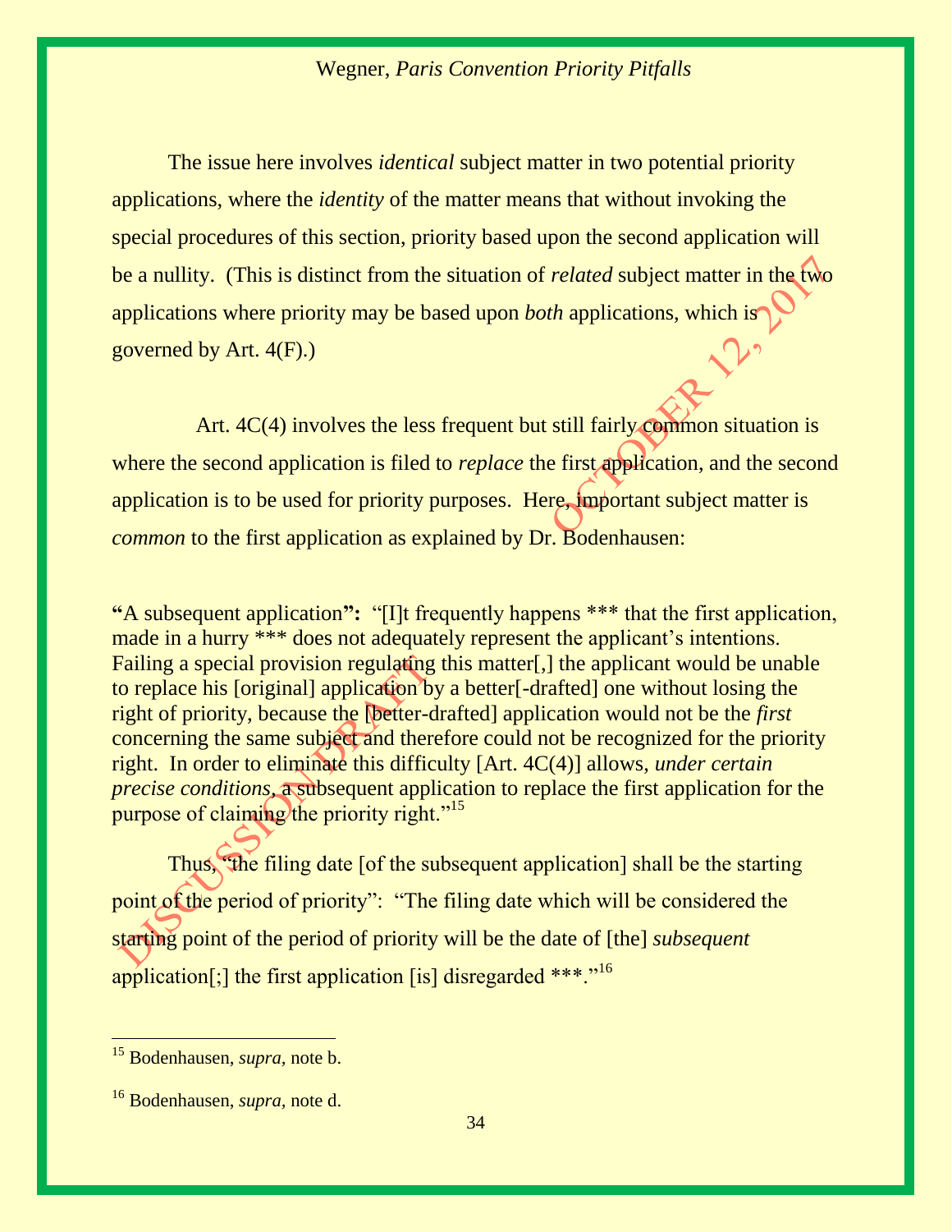The issue here involves *identical* subject matter in two potential priority applications, where the *identity* of the matter means that without invoking the special procedures of this section, priority based upon the second application will be a nullity. (This is distinct from the situation of *related* subject matter in the two applications where priority may be based upon *both* applications, which is governed by Art. 4(F).)

Art. 4C(4) involves the less frequent but still fairly common situation is where the second application is filed to *replace* the first application, and the second application is to be used for priority purposes. Here, important subject matter is *common* to the first application as explained by Dr. Bodenhausen:

**"A subsequent application":** "[I]t frequently happens *** that the first application, made in a hurry *** does not adequately represent the applicant's intentions. Failing a special provision regulating this matter[,] the applicant would be unable to replace his [original] application by a better[-drafted] one without losing the right of priority, because the [better-drafted] application would not be the *first* concerning the same subject and therefore could not be recognized for the priority right. In order to eliminate this difficulty [Art. 4C(4)] allows, *under certain precise conditions*, a subsequent application to replace the first application for the purpose of claiming the priority right."[15]

Thus, "the filing date [of the subsequent application] shall be the starting point of the period of priority": "The filing date which will be considered the starting point of the period of priority will be the date of [the] *subsequent* application[;] the first application [is] disregarded ***."[16]

---

[15] Bodenhausen, *supra*, note b.

[16] Bodenhausen, *supra*, note d.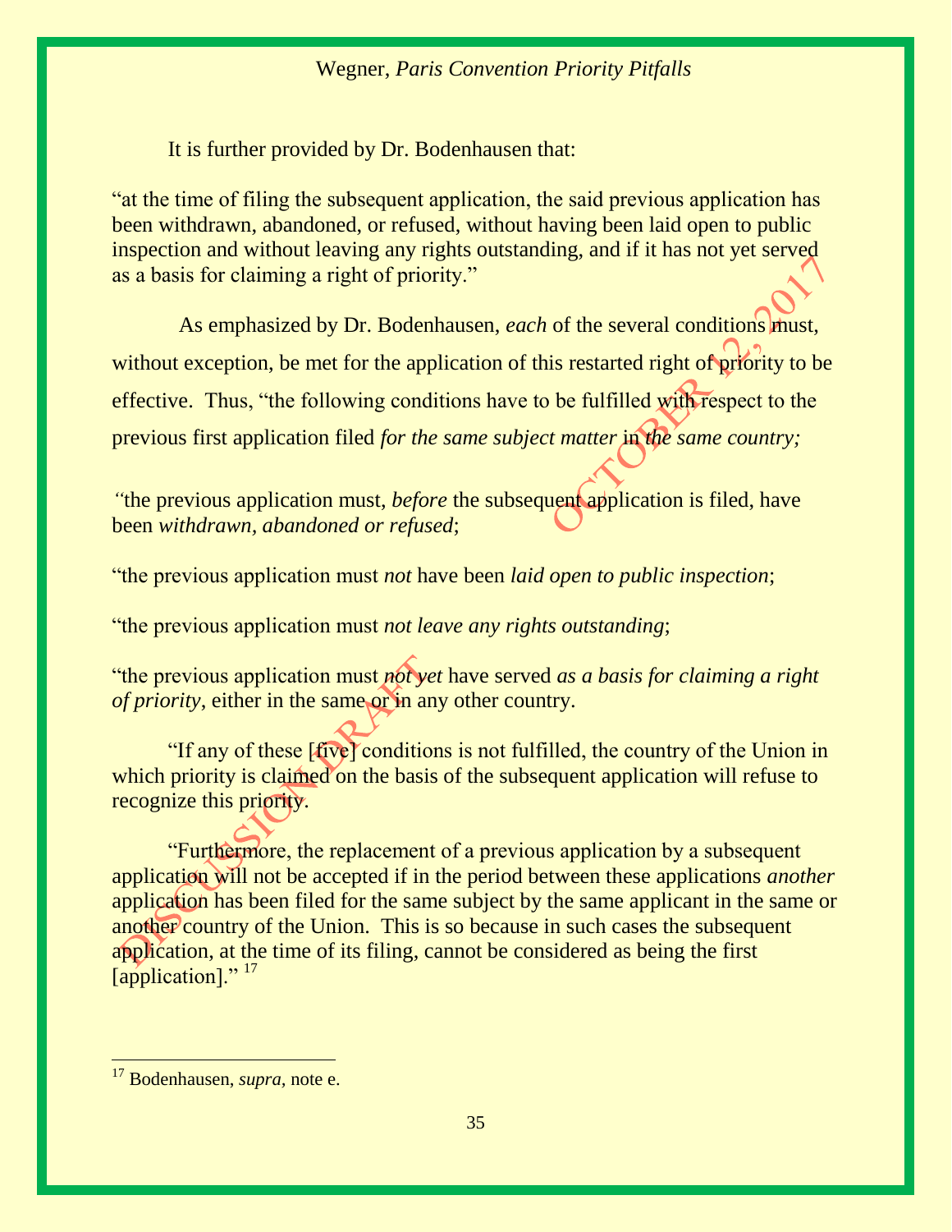It is further provided by Dr. Bodenhausen that:

"at the time of filing the subsequent application, the said previous application has been withdrawn, abandoned, or refused, without having been laid open to public inspection and without leaving any rights outstanding, and if it has not yet served as a basis for claiming a right of priority."

As emphasized by Dr. Bodenhausen, *each* of the several conditions must, without exception, be met for the application of this restarted right of priority to be effective. Thus, "the following conditions have to be fulfilled with respect to the previous first application filed *for the same subject matter in the same country;*

*"*the previous application must, *before* the subsequent application is filed, have been *withdrawn, abandoned or refused*;

"the previous application must *not* have been *laid open to public inspection*;

"the previous application must *not leave any rights outstanding*;

"the previous application must *not yet* have served *as a basis for claiming a right of priority*, either in the same or in any other country.

"If any of these [five] conditions is not fulfilled, the country of the Union in which priority is claimed on the basis of the subsequent application will refuse to recognize this priority.

"Furthermore, the replacement of a previous application by a subsequent application will not be accepted if in the period between these applications *another* application has been filed for the same subject by the same applicant in the same or another country of the Union. This is so because in such cases the subsequent application, at the time of its filing, cannot be considered as being the first [application]." [17]

---

[17] Bodenhausen, *supra,* note e.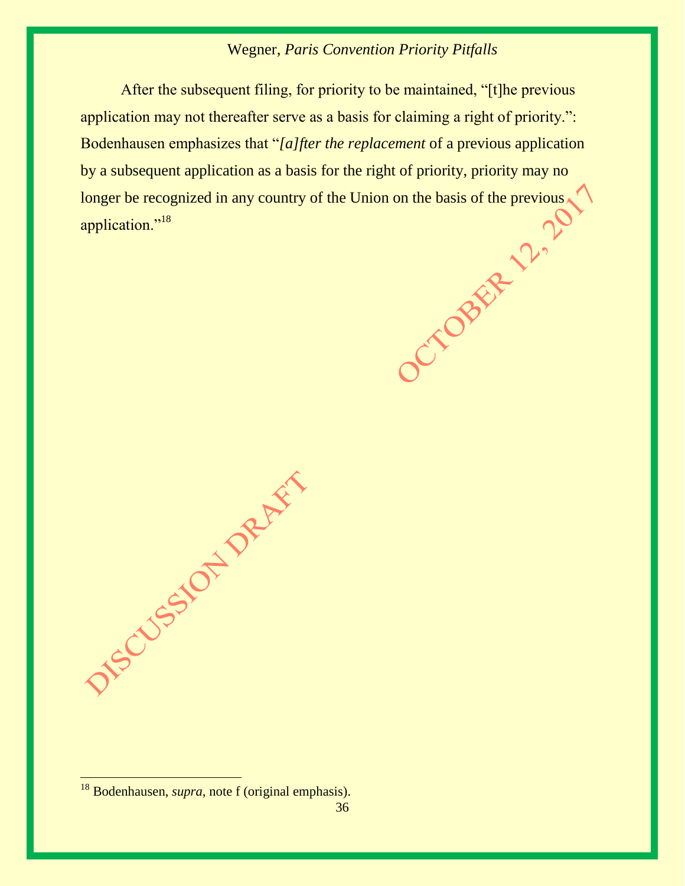After the subsequent filing, for priority to be maintained, "[t]he previous application may not thereafter serve as a basis for claiming a right of priority.": Bodenhausen emphasizes that "*[a]fter the replacement* of a previous application by a subsequent application as a basis for the right of priority, priority may no longer be recognized in any country of the Union on the basis of the previous application."[18]

[18] Bodenhausen, *supra*, note f (original emphasis).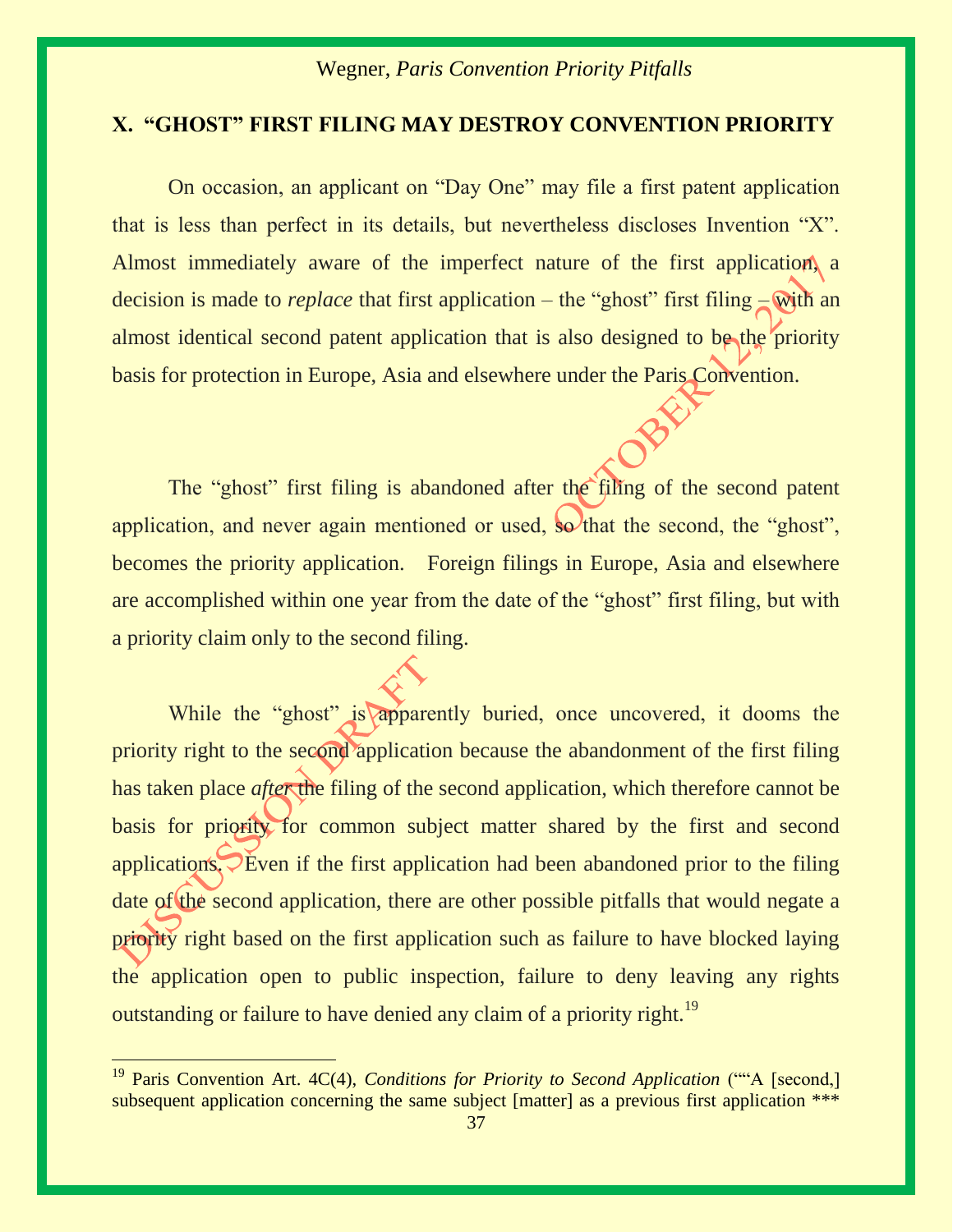## X. "GHOST" FIRST FILING MAY DESTROY CONVENTION PRIORITY

On occasion, an applicant on "Day One" may file a first patent application that is less than perfect in its details, but nevertheless discloses Invention "X". Almost immediately aware of the imperfect nature of the first application, a decision is made to *replace* that first application – the "ghost" first filing – with an almost identical second patent application that is also designed to be the priority basis for protection in Europe, Asia and elsewhere under the Paris Convention.

The "ghost" first filing is abandoned after the filing of the second patent application, and never again mentioned or used, so that the second, the "ghost", becomes the priority application. Foreign filings in Europe, Asia and elsewhere are accomplished within one year from the date of the "ghost" first filing, but with a priority claim only to the second filing.

While the "ghost" is apparently buried, once uncovered, it dooms the priority right to the second application because the abandonment of the first filing has taken place *after* the filing of the second application, which therefore cannot be basis for priority for common subject matter shared by the first and second applications. Even if the first application had been abandoned prior to the filing date of the second application, there are other possible pitfalls that would negate a priority right based on the first application such as failure to have blocked laying the application open to public inspection, failure to deny leaving any rights outstanding or failure to have denied any claim of a priority right.[19]

---

[19] Paris Convention Art. 4C(4), *Conditions for Priority to Second Application* (""A [second,] subsequent application concerning the same subject [matter] as a previous first application ***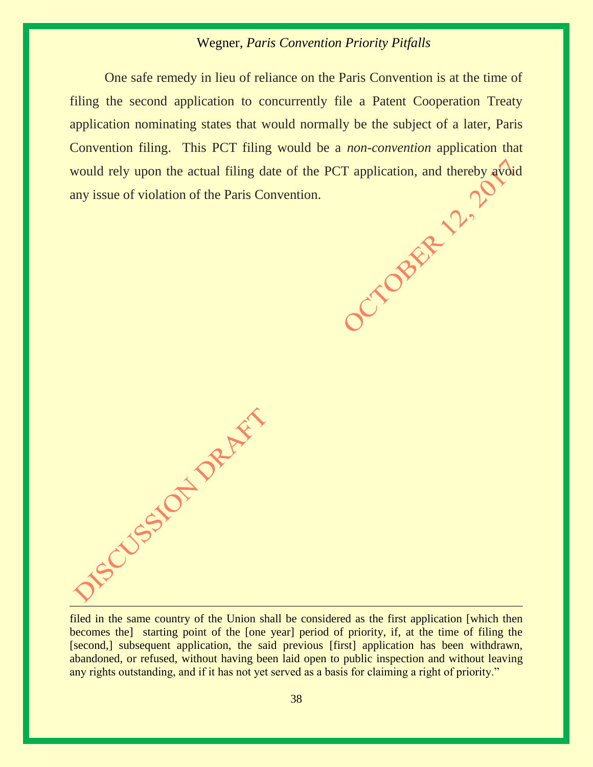One safe remedy in lieu of reliance on the Paris Convention is at the time of filing the second application to concurrently file a Patent Cooperation Treaty application nominating states that would normally be the subject of a later, Paris Convention filing. This PCT filing would be a *non-convention* application that would rely upon the actual filing date of the PCT application, and thereby avoid any issue of violation of the Paris Convention.

---

filed in the same country of the Union shall be considered as the first application [which then becomes the] starting point of the [one year] period of priority, if, at the time of filing the [second,] subsequent application, the said previous [first] application has been withdrawn, abandoned, or refused, without having been laid open to public inspection and without leaving any rights outstanding, and if it has not yet served as a basis for claiming a right of priority."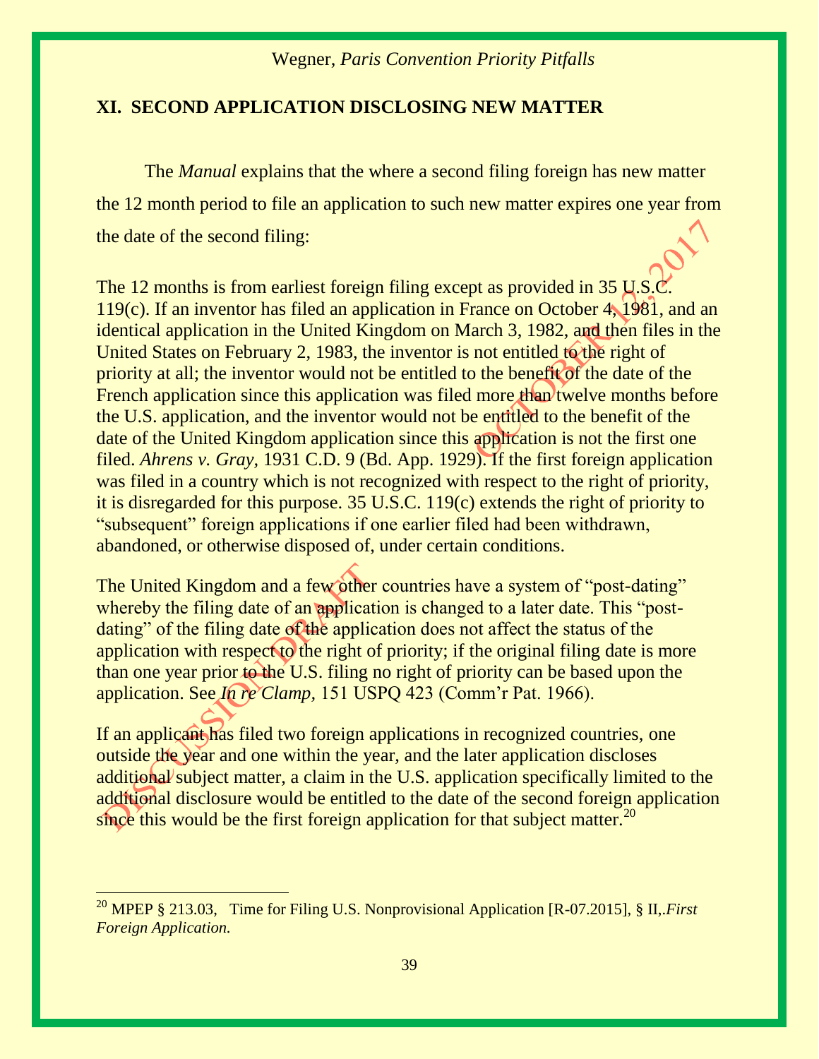## XI. SECOND APPLICATION DISCLOSING NEW MATTER

The *Manual* explains that the where a second filing foreign has new matter the 12 month period to file an application to such new matter expires one year from the date of the second filing:

> The 12 months is from earliest foreign filing except as provided in 35 U.S.C. 119(c). If an inventor has filed an application in France on October 4, 1981, and an identical application in the United Kingdom on March 3, 1982, and then files in the United States on February 2, 1983, the inventor is not entitled to the right of priority at all; the inventor would not be entitled to the benefit of the date of the French application since this application was filed more than twelve months before the U.S. application, and the inventor would not be entitled to the benefit of the date of the United Kingdom application since this application is not the first one filed. *Ahrens v. Gray,* 1931 C.D. 9 (Bd. App. 1929). If the first foreign application was filed in a country which is not recognized with respect to the right of priority, it is disregarded for this purpose. 35 U.S.C. 119(c) extends the right of priority to "subsequent" foreign applications if one earlier filed had been withdrawn, abandoned, or otherwise disposed of, under certain conditions.
>
> The United Kingdom and a few other countries have a system of "post-dating" whereby the filing date of an application is changed to a later date. This "post-dating" of the filing date of the application does not affect the status of the application with respect to the right of priority; if the original filing date is more than one year prior to the U.S. filing no right of priority can be based upon the application. See *In re Clamp,* 151 USPQ 423 (Comm'r Pat. 1966).
>
> If an applicant has filed two foreign applications in recognized countries, one outside the year and one within the year, and the later application discloses additional subject matter, a claim in the U.S. application specifically limited to the additional disclosure would be entitled to the date of the second foreign application since this would be the first foreign application for that subject matter.[20]

---

[20] MPEP § 213.03, Time for Filing U.S. Nonprovisional Application [R-07.2015], § II,.*First Foreign Application.*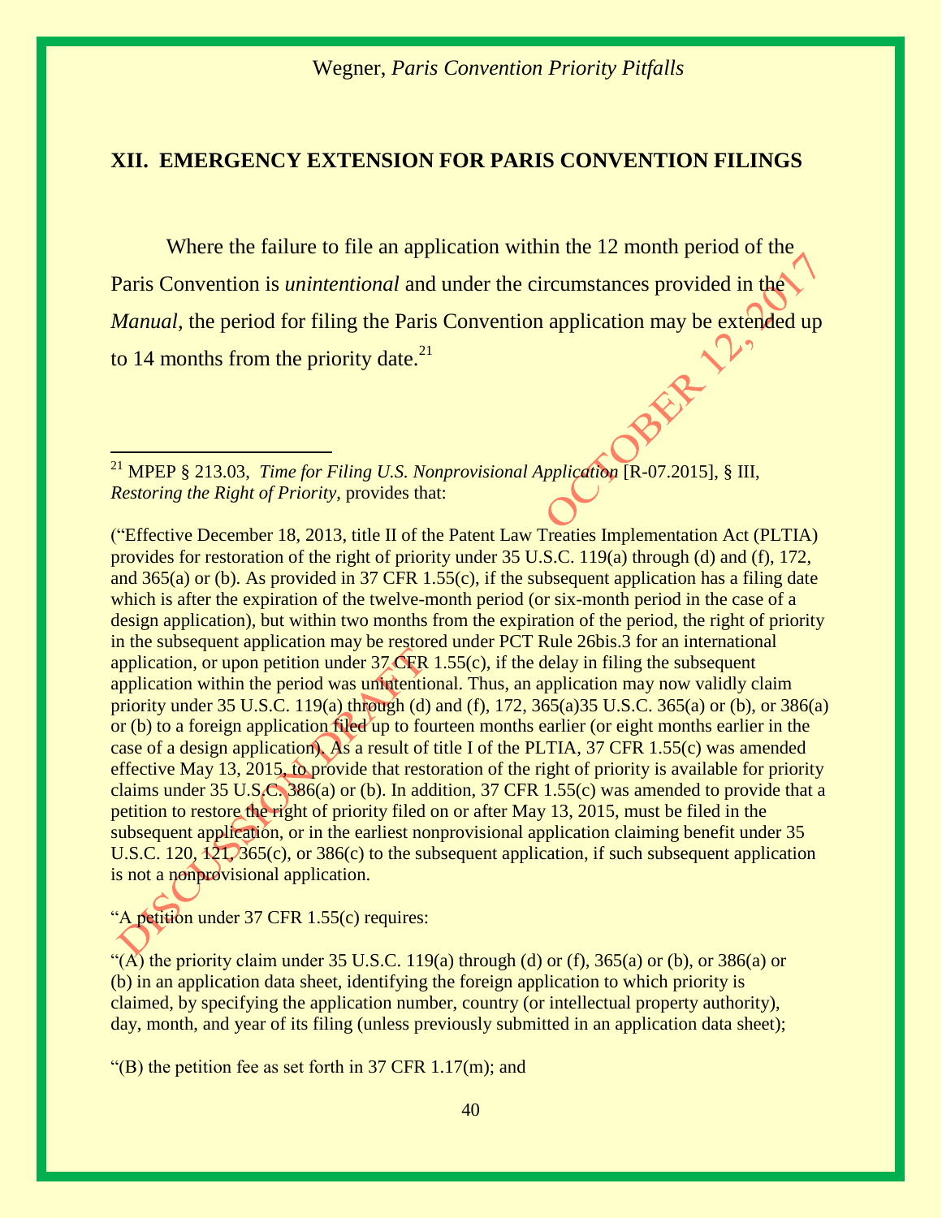## XII. EMERGENCY EXTENSION FOR PARIS CONVENTION FILINGS

Where the failure to file an application within the 12 month period of the Paris Convention is *unintentional* and under the circumstances provided in the *Manual*, the period for filing the Paris Convention application may be extended up to 14 months from the priority date.[21]

---

[21] MPEP § 213.03, *Time for Filing U.S. Nonprovisional Application* [R-07.2015], § III, *Restoring the Right of Priority*, provides that:

("Effective December 18, 2013, title II of the Patent Law Treaties Implementation Act (PLTIA) provides for restoration of the right of priority under 35 U.S.C. 119(a) through (d) and (f), 172, and 365(a) or (b). As provided in 37 CFR 1.55(c), if the subsequent application has a filing date which is after the expiration of the twelve-month period (or six-month period in the case of a design application), but within two months from the expiration of the period, the right of priority in the subsequent application may be restored under PCT Rule 26bis.3 for an international application, or upon petition under 37 CFR 1.55(c), if the delay in filing the subsequent application within the period was unintentional. Thus, an application may now validly claim priority under 35 U.S.C. 119(a) through (d) and (f), 172, 365(a)35 U.S.C. 365(a) or (b), or 386(a) or (b) to a foreign application filed up to fourteen months earlier (or eight months earlier in the case of a design application). As a result of title I of the PLTIA, 37 CFR 1.55(c) was amended effective May 13, 2015, to provide that restoration of the right of priority is available for priority claims under 35 U.S.C. 386(a) or (b). In addition, 37 CFR 1.55(c) was amended to provide that a petition to restore the right of priority filed on or after May 13, 2015, must be filed in the subsequent application, or in the earliest nonprovisional application claiming benefit under 35 U.S.C. 120, 121, 365(c), or 386(c) to the subsequent application, if such subsequent application is not a nonprovisional application.

"A petition under 37 CFR 1.55(c) requires:

"(A) the priority claim under 35 U.S.C. 119(a) through (d) or (f), 365(a) or (b), or 386(a) or (b) in an application data sheet, identifying the foreign application to which priority is claimed, by specifying the application number, country (or intellectual property authority), day, month, and year of its filing (unless previously submitted in an application data sheet);

"(B) the petition fee as set forth in 37 CFR 1.17(m); and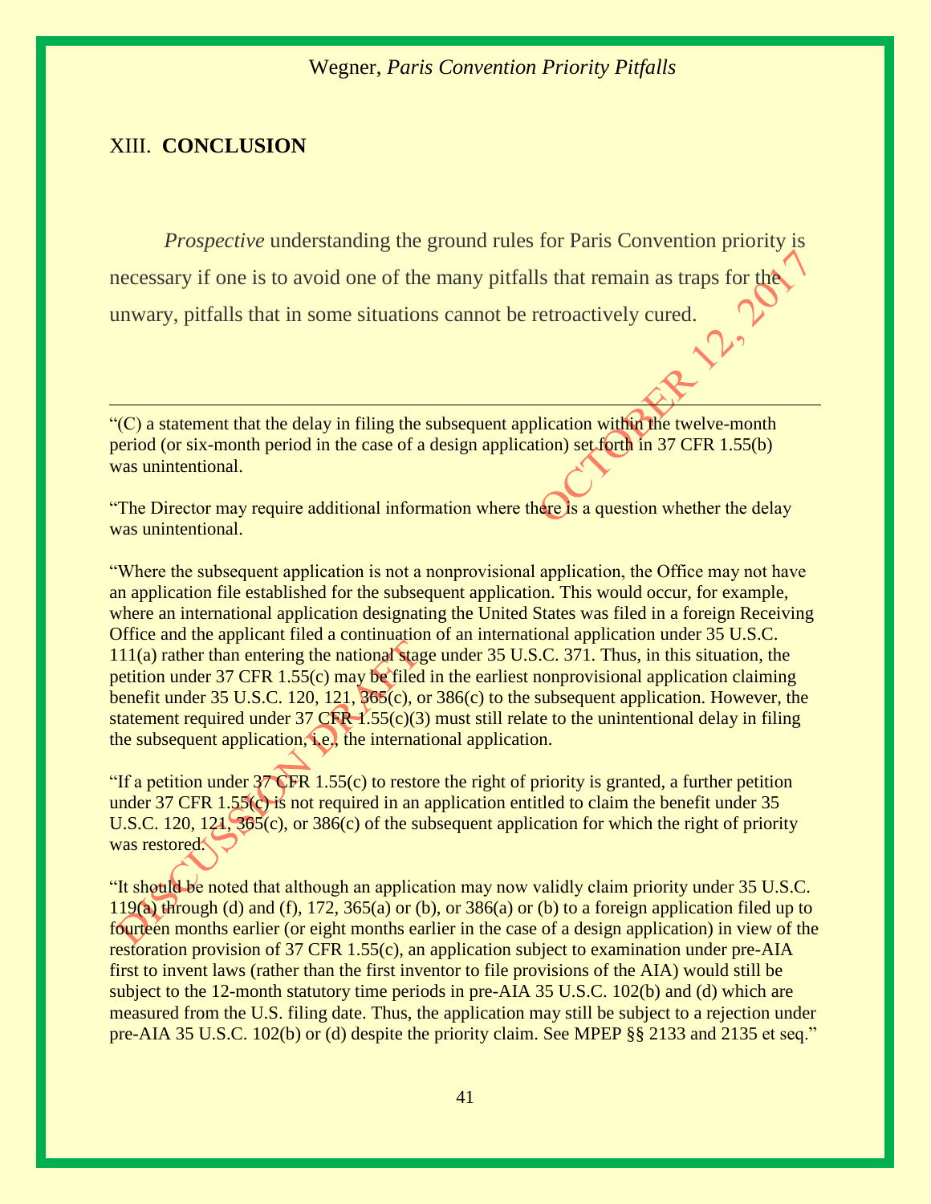## XIII. **CONCLUSION**

*Prospective* understanding the ground rules for Paris Convention priority is necessary if one is to avoid one of the many pitfalls that remain as traps for the unwary, pitfalls that in some situations cannot be retroactively cured.

---

"(C) a statement that the delay in filing the subsequent application within the twelve-month period (or six-month period in the case of a design application) set forth in 37 CFR 1.55(b) was unintentional.

"The Director may require additional information where there is a question whether the delay was unintentional.

"Where the subsequent application is not a nonprovisional application, the Office may not have an application file established for the subsequent application. This would occur, for example, where an international application designating the United States was filed in a foreign Receiving Office and the applicant filed a continuation of an international application under 35 U.S.C. 111(a) rather than entering the national stage under 35 U.S.C. 371. Thus, in this situation, the petition under 37 CFR 1.55(c) may be filed in the earliest nonprovisional application claiming benefit under 35 U.S.C. 120, 121, 365(c), or 386(c) to the subsequent application. However, the statement required under 37 CFR 1.55(c)(3) must still relate to the unintentional delay in filing the subsequent application, i.e., the international application.

"If a petition under 37 CFR 1.55(c) to restore the right of priority is granted, a further petition under 37 CFR 1.55(c) is not required in an application entitled to claim the benefit under 35 U.S.C. 120, 121, 365(c), or 386(c) of the subsequent application for which the right of priority was restored.

"It should be noted that although an application may now validly claim priority under 35 U.S.C. 119(a) through (d) and (f), 172, 365(a) or (b), or 386(a) or (b) to a foreign application filed up to fourteen months earlier (or eight months earlier in the case of a design application) in view of the restoration provision of 37 CFR 1.55(c), an application subject to examination under pre-AIA first to invent laws (rather than the first inventor to file provisions of the AIA) would still be subject to the 12-month statutory time periods in pre-AIA 35 U.S.C. 102(b) and (d) which are measured from the U.S. filing date. Thus, the application may still be subject to a rejection under pre-AIA 35 U.S.C. 102(b) or (d) despite the priority claim. See MPEP §§ 2133 and 2135 et seq."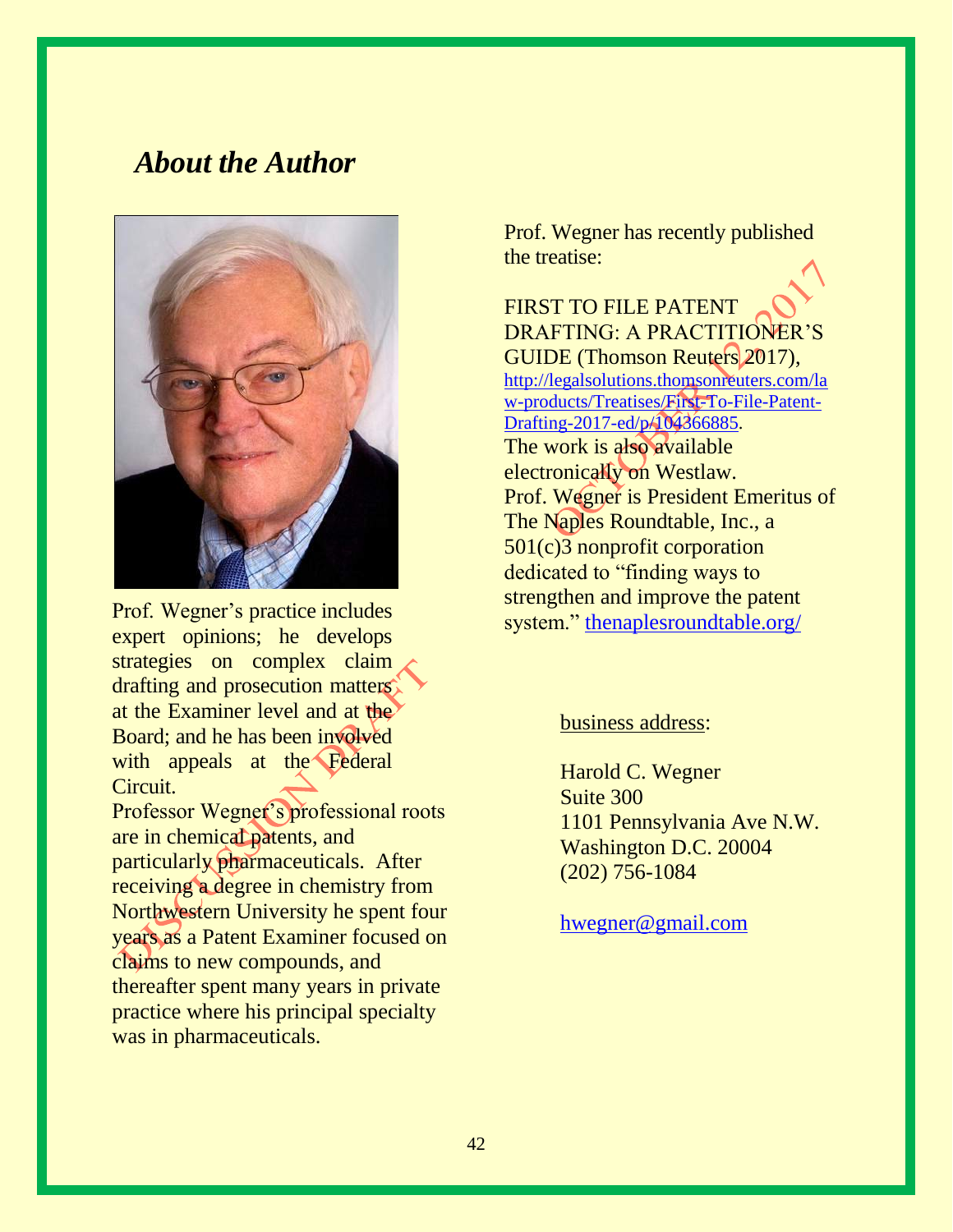# *About the Author*

Prof. Wegner's practice includes expert opinions; he develops strategies on complex claim drafting and prosecution matters at the Examiner level and at the Board; and he has been involved with appeals at the Federal Circuit.

Professor Wegner's professional roots are in chemical patents, and particularly pharmaceuticals. After receiving a degree in chemistry from Northwestern University he spent four years as a Patent Examiner focused on claims to new compounds, and thereafter spent many years in private practice where his principal specialty was in pharmaceuticals.

Prof. Wegner has recently published the treatise:

FIRST TO FILE PATENT DRAFTING: A PRACTITIONER'S GUIDE (Thomson Reuters 2017), [http://legalsolutions.thomsonreuters.com/law-products/Treatises/First-To-File-Patent-Drafting-2017-ed/p/104366885](http://legalsolutions.thomsonreuters.com/law-products/Treatises/First-To-File-Patent-Drafting-2017-ed/p/104366885).

The work is also available electronically on Westlaw.

Prof. Wegner is President Emeritus of The Naples Roundtable, Inc., a 501(c)3 nonprofit corporation dedicated to "finding ways to strengthen and improve the patent system." [thenaplesroundtable.org/](thenaplesroundtable.org/)

<u>business address</u>:

Harold C. Wegner
Suite 300
1101 Pennsylvania Ave N.W.
Washington D.C. 20004
(202) 756-1084

[hwegner@gmail.com](mailto:hwegner@gmail.com)

DISCUSSION DRAFT

OCTOBER 12 2017